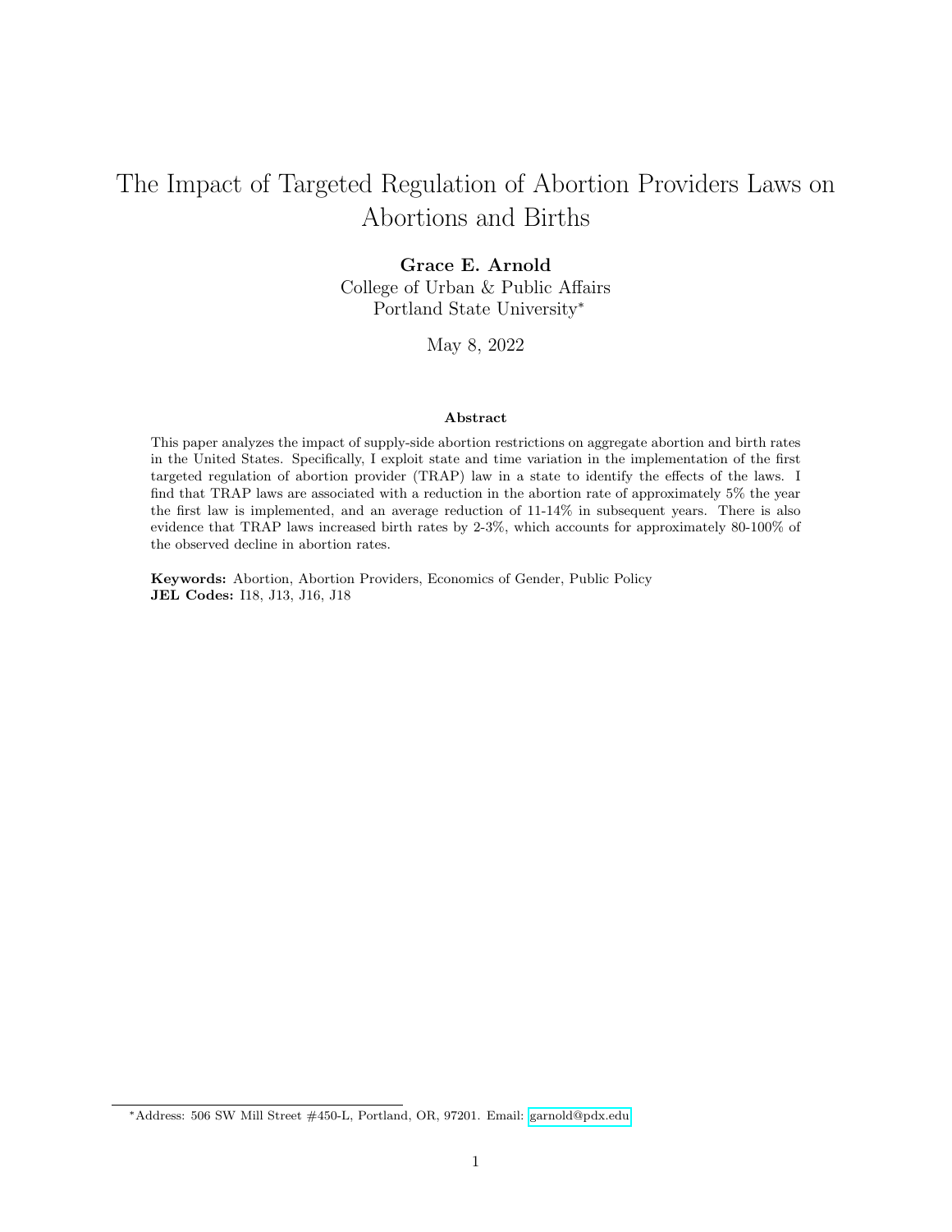# The Impact of Targeted Regulation of Abortion Providers Laws on Abortions and Births

**Grace E. Arnold**
College of Urban & Public Affairs
Portland State University*

May 8, 2022

### Abstract

This paper analyzes the impact of supply-side abortion restrictions on aggregate abortion and birth rates in the United States. Specifically, I exploit state and time variation in the implementation of the first targeted regulation of abortion provider (TRAP) law in a state to identify the effects of the laws. I find that TRAP laws are associated with a reduction in the abortion rate of approximately 5% the year the first law is implemented, and an average reduction of 11-14% in subsequent years. There is also evidence that TRAP laws increased birth rates by 2-3%, which accounts for approximately 80-100% of the observed decline in abortion rates.

**Keywords:** Abortion, Abortion Providers, Economics of Gender, Public Policy
**JEL Codes:** I18, J13, J16, J18

*Address: 506 SW Mill Street #450-L, Portland, OR, 97201. Email: garnold@pdx.edu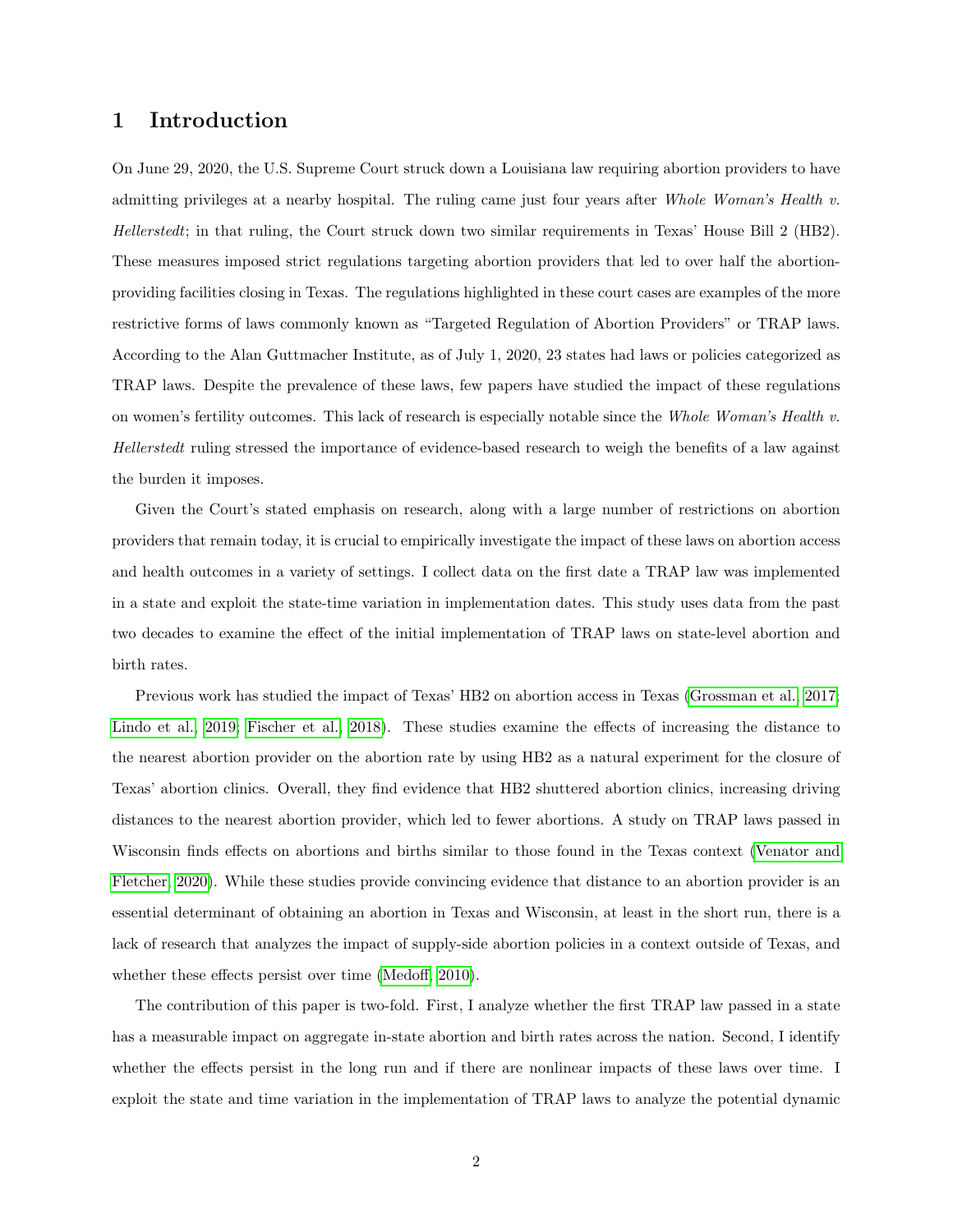# 1 Introduction

On June 29, 2020, the U.S. Supreme Court struck down a Louisiana law requiring abortion providers to have admitting privileges at a nearby hospital. The ruling came just four years after *Whole Woman's Health v. Hellerstedt*; in that ruling, the Court struck down two similar requirements in Texas' House Bill 2 (HB2). These measures imposed strict regulations targeting abortion providers that led to over half the abortion-providing facilities closing in Texas. The regulations highlighted in these court cases are examples of the more restrictive forms of laws commonly known as "Targeted Regulation of Abortion Providers" or TRAP laws. According to the Alan Guttmacher Institute, as of July 1, 2020, 23 states had laws or policies categorized as TRAP laws. Despite the prevalence of these laws, few papers have studied the impact of these regulations on women's fertility outcomes. This lack of research is especially notable since the *Whole Woman's Health v. Hellerstedt* ruling stressed the importance of evidence-based research to weigh the benefits of a law against the burden it imposes.

Given the Court's stated emphasis on research, along with a large number of restrictions on abortion providers that remain today, it is crucial to empirically investigate the impact of these laws on abortion access and health outcomes in a variety of settings. I collect data on the first date a TRAP law was implemented in a state and exploit the state-time variation in implementation dates. This study uses data from the past two decades to examine the effect of the initial implementation of TRAP laws on state-level abortion and birth rates.

Previous work has studied the impact of Texas' HB2 on abortion access in Texas (Grossman et al., 2017; Lindo et al., 2019; Fischer et al., 2018). These studies examine the effects of increasing the distance to the nearest abortion provider on the abortion rate by using HB2 as a natural experiment for the closure of Texas' abortion clinics. Overall, they find evidence that HB2 shuttered abortion clinics, increasing driving distances to the nearest abortion provider, which led to fewer abortions. A study on TRAP laws passed in Wisconsin finds effects on abortions and births similar to those found in the Texas context (Venator and Fletcher, 2020). While these studies provide convincing evidence that distance to an abortion provider is an essential determinant of obtaining an abortion in Texas and Wisconsin, at least in the short run, there is a lack of research that analyzes the impact of supply-side abortion policies in a context outside of Texas, and whether these effects persist over time (Medoff, 2010).

The contribution of this paper is two-fold. First, I analyze whether the first TRAP law passed in a state has a measurable impact on aggregate in-state abortion and birth rates across the nation. Second, I identify whether the effects persist in the long run and if there are nonlinear impacts of these laws over time. I exploit the state and time variation in the implementation of TRAP laws to analyze the potential dynamic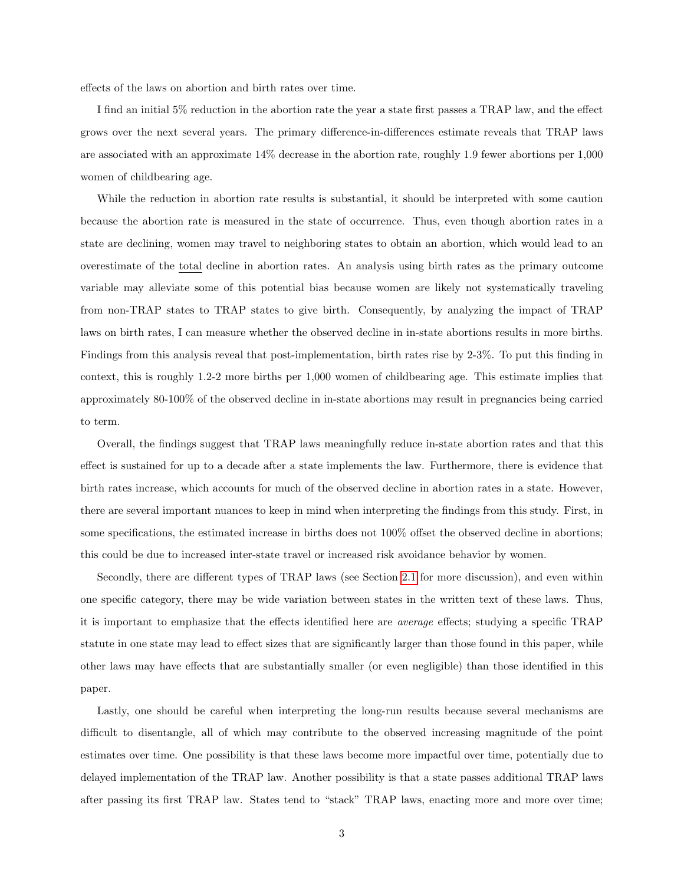effects of the laws on abortion and birth rates over time.

I find an initial 5% reduction in the abortion rate the year a state first passes a TRAP law, and the effect grows over the next several years. The primary difference-in-differences estimate reveals that TRAP laws are associated with an approximate 14% decrease in the abortion rate, roughly 1.9 fewer abortions per 1,000 women of childbearing age.

While the reduction in abortion rate results is substantial, it should be interpreted with some caution because the abortion rate is measured in the state of occurrence. Thus, even though abortion rates in a state are declining, women may travel to neighboring states to obtain an abortion, which would lead to an overestimate of the total decline in abortion rates. An analysis using birth rates as the primary outcome variable may alleviate some of this potential bias because women are likely not systematically traveling from non-TRAP states to TRAP states to give birth. Consequently, by analyzing the impact of TRAP laws on birth rates, I can measure whether the observed decline in in-state abortions results in more births. Findings from this analysis reveal that post-implementation, birth rates rise by 2-3%. To put this finding in context, this is roughly 1.2-2 more births per 1,000 women of childbearing age. This estimate implies that approximately 80-100% of the observed decline in in-state abortions may result in pregnancies being carried to term.

Overall, the findings suggest that TRAP laws meaningfully reduce in-state abortion rates and that this effect is sustained for up to a decade after a state implements the law. Furthermore, there is evidence that birth rates increase, which accounts for much of the observed decline in abortion rates in a state. However, there are several important nuances to keep in mind when interpreting the findings from this study. First, in some specifications, the estimated increase in births does not 100% offset the observed decline in abortions; this could be due to increased inter-state travel or increased risk avoidance behavior by women.

Secondly, there are different types of TRAP laws (see Section 2.1 for more discussion), and even within one specific category, there may be wide variation between states in the written text of these laws. Thus, it is important to emphasize that the effects identified here are *average* effects; studying a specific TRAP statute in one state may lead to effect sizes that are significantly larger than those found in this paper, while other laws may have effects that are substantially smaller (or even negligible) than those identified in this paper.

Lastly, one should be careful when interpreting the long-run results because several mechanisms are difficult to disentangle, all of which may contribute to the observed increasing magnitude of the point estimates over time. One possibility is that these laws become more impactful over time, potentially due to delayed implementation of the TRAP law. Another possibility is that a state passes additional TRAP laws after passing its first TRAP law. States tend to "stack" TRAP laws, enacting more and more over time;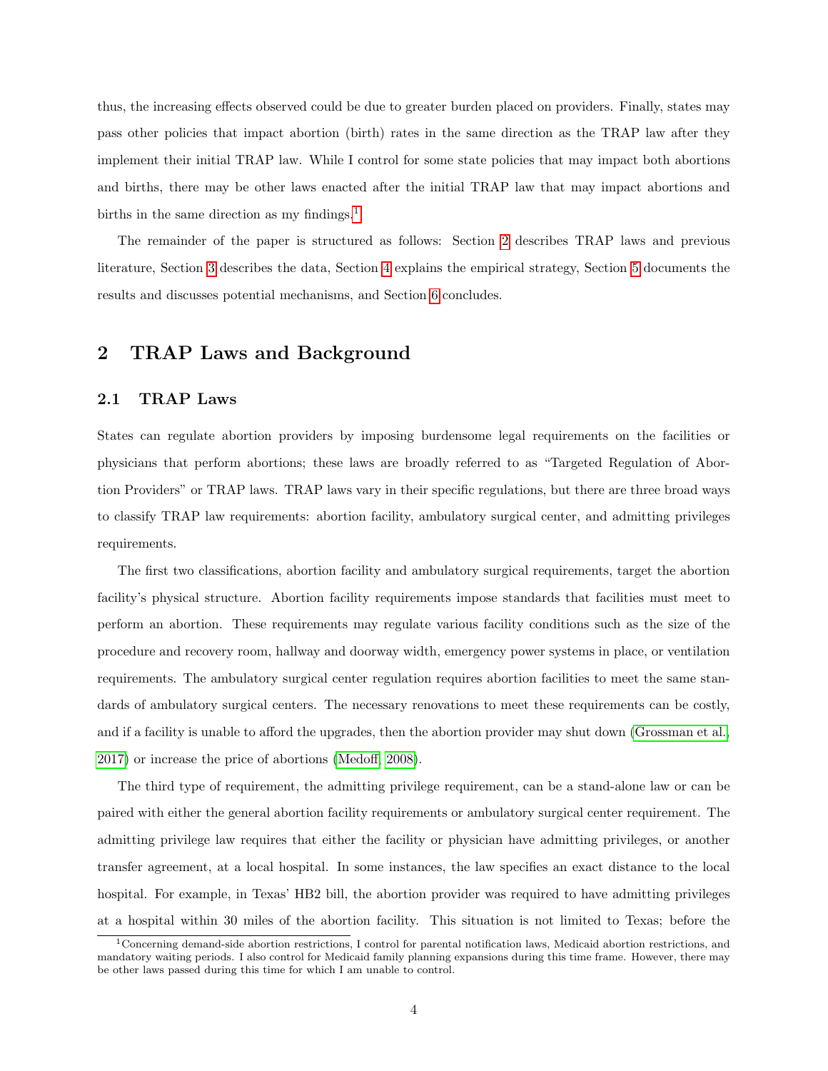thus, the increasing effects observed could be due to greater burden placed on providers. Finally, states may pass other policies that impact abortion (birth) rates in the same direction as the TRAP law after they implement their initial TRAP law. While I control for some state policies that may impact both abortions and births, there may be other laws enacted after the initial TRAP law that may impact abortions and births in the same direction as my findings.[1]

The remainder of the paper is structured as follows: Section 2 describes TRAP laws and previous literature, Section 3 describes the data, Section 4 explains the empirical strategy, Section 5 documents the results and discusses potential mechanisms, and Section 6 concludes.

## 2 TRAP Laws and Background

### 2.1 TRAP Laws

States can regulate abortion providers by imposing burdensome legal requirements on the facilities or physicians that perform abortions; these laws are broadly referred to as "Targeted Regulation of Abortion Providers" or TRAP laws. TRAP laws vary in their specific regulations, but there are three broad ways to classify TRAP law requirements: abortion facility, ambulatory surgical center, and admitting privileges requirements.

The first two classifications, abortion facility and ambulatory surgical requirements, target the abortion facility's physical structure. Abortion facility requirements impose standards that facilities must meet to perform an abortion. These requirements may regulate various facility conditions such as the size of the procedure and recovery room, hallway and doorway width, emergency power systems in place, or ventilation requirements. The ambulatory surgical center regulation requires abortion facilities to meet the same standards of ambulatory surgical centers. The necessary renovations to meet these requirements can be costly, and if a facility is unable to afford the upgrades, then the abortion provider may shut down (Grossman et al., 2017) or increase the price of abortions (Medoff, 2008).

The third type of requirement, the admitting privilege requirement, can be a stand-alone law or can be paired with either the general abortion facility requirements or ambulatory surgical center requirement. The admitting privilege law requires that either the facility or physician have admitting privileges, or another transfer agreement, at a local hospital. In some instances, the law specifies an exact distance to the local hospital. For example, in Texas' HB2 bill, the abortion provider was required to have admitting privileges at a hospital within 30 miles of the abortion facility. This situation is not limited to Texas; before the

[1] Concerning demand-side abortion restrictions, I control for parental notification laws, Medicaid abortion restrictions, and mandatory waiting periods. I also control for Medicaid family planning expansions during this time frame. However, there may be other laws passed during this time for which I am unable to control.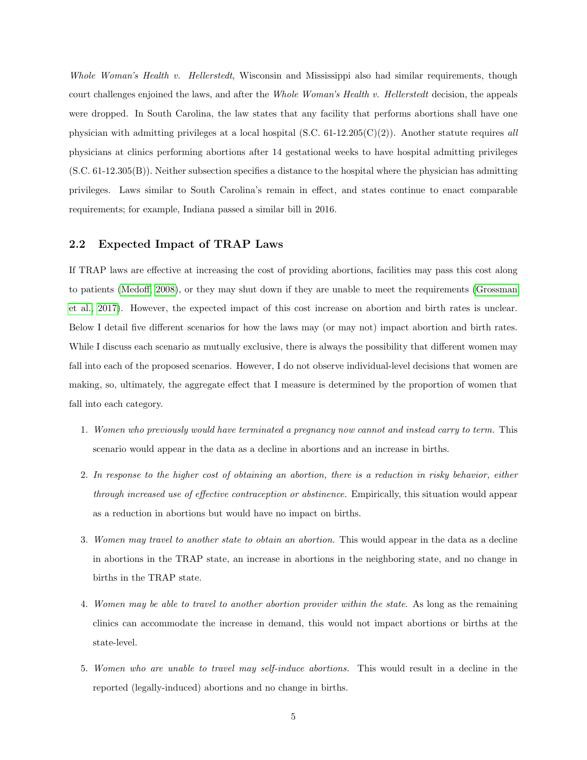*Whole Woman's Health v. Hellerstedt*, Wisconsin and Mississippi also had similar requirements, though court challenges enjoined the laws, and after the *Whole Woman's Health v. Hellerstedt* decision, the appeals were dropped. In South Carolina, the law states that any facility that performs abortions shall have one physician with admitting privileges at a local hospital (S.C. 61-12.205(C)(2)). Another statute requires *all* physicians at clinics performing abortions after 14 gestational weeks to have hospital admitting privileges (S.C. 61-12.305(B)). Neither subsection specifies a distance to the hospital where the physician has admitting privileges. Laws similar to South Carolina's remain in effect, and states continue to enact comparable requirements; for example, Indiana passed a similar bill in 2016.

## 2.2 Expected Impact of TRAP Laws

If TRAP laws are effective at increasing the cost of providing abortions, facilities may pass this cost along to patients (Medoff, 2008), or they may shut down if they are unable to meet the requirements (Grossman et al., 2017). However, the expected impact of this cost increase on abortion and birth rates is unclear. Below I detail five different scenarios for how the laws may (or may not) impact abortion and birth rates. While I discuss each scenario as mutually exclusive, there is always the possibility that different women may fall into each of the proposed scenarios. However, I do not observe individual-level decisions that women are making, so, ultimately, the aggregate effect that I measure is determined by the proportion of women that fall into each category.

1. *Women who previously would have terminated a pregnancy now cannot and instead carry to term.* This scenario would appear in the data as a decline in abortions and an increase in births.

2. *In response to the higher cost of obtaining an abortion, there is a reduction in risky behavior, either through increased use of effective contraception or abstinence.* Empirically, this situation would appear as a reduction in abortions but would have no impact on births.

3. *Women may travel to another state to obtain an abortion.* This would appear in the data as a decline in abortions in the TRAP state, an increase in abortions in the neighboring state, and no change in births in the TRAP state.

4. *Women may be able to travel to another abortion provider within the state.* As long as the remaining clinics can accommodate the increase in demand, this would not impact abortions or births at the state-level.

5. *Women who are unable to travel may self-induce abortions.* This would result in a decline in the reported (legally-induced) abortions and no change in births.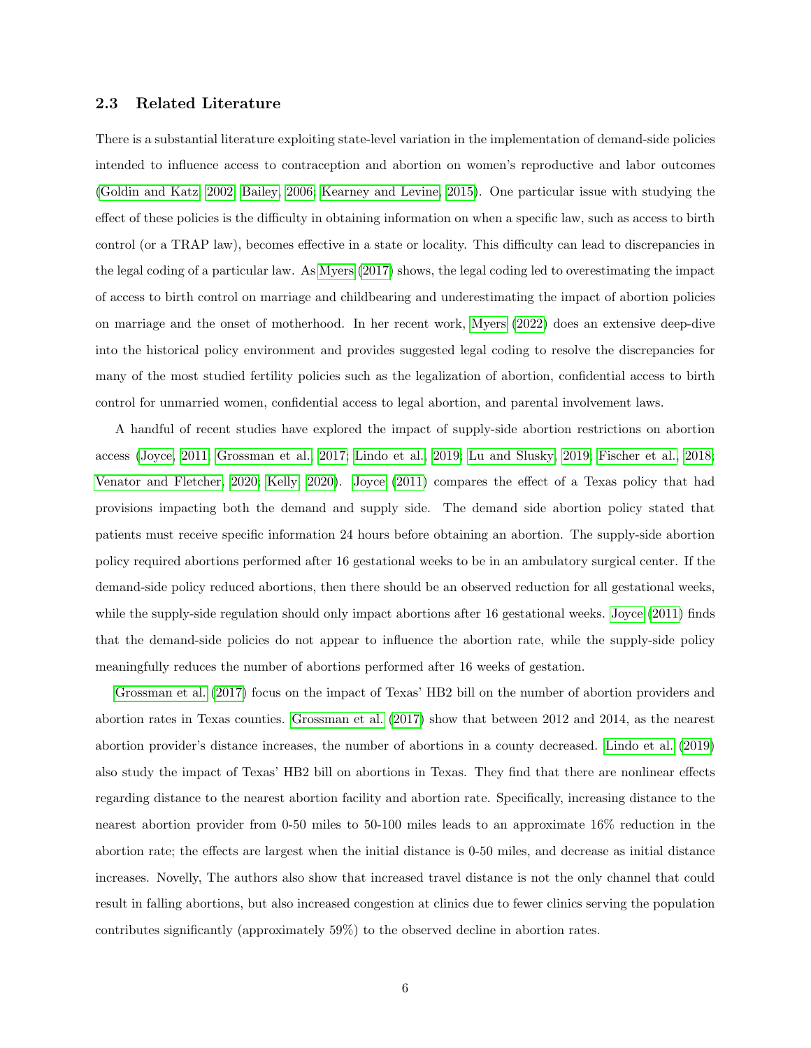### 2.3 Related Literature

There is a substantial literature exploiting state-level variation in the implementation of demand-side policies intended to influence access to contraception and abortion on women's reproductive and labor outcomes (Goldin and Katz, 2002; Bailey, 2006; Kearney and Levine, 2015). One particular issue with studying the effect of these policies is the difficulty in obtaining information on when a specific law, such as access to birth control (or a TRAP law), becomes effective in a state or locality. This difficulty can lead to discrepancies in the legal coding of a particular law. As Myers (2017) shows, the legal coding led to overestimating the impact of access to birth control on marriage and childbearing and underestimating the impact of abortion policies on marriage and the onset of motherhood. In her recent work, Myers (2022) does an extensive deep-dive into the historical policy environment and provides suggested legal coding to resolve the discrepancies for many of the most studied fertility policies such as the legalization of abortion, confidential access to birth control for unmarried women, confidential access to legal abortion, and parental involvement laws.

A handful of recent studies have explored the impact of supply-side abortion restrictions on abortion access (Joyce, 2011; Grossman et al., 2017; Lindo et al., 2019; Lu and Slusky, 2019; Fischer et al., 2018; Venator and Fletcher, 2020; Kelly, 2020). Joyce (2011) compares the effect of a Texas policy that had provisions impacting both the demand and supply side. The demand side abortion policy stated that patients must receive specific information 24 hours before obtaining an abortion. The supply-side abortion policy required abortions performed after 16 gestational weeks to be in an ambulatory surgical center. If the demand-side policy reduced abortions, then there should be an observed reduction for all gestational weeks, while the supply-side regulation should only impact abortions after 16 gestational weeks. Joyce (2011) finds that the demand-side policies do not appear to influence the abortion rate, while the supply-side policy meaningfully reduces the number of abortions performed after 16 weeks of gestation.

Grossman et al. (2017) focus on the impact of Texas' HB2 bill on the number of abortion providers and abortion rates in Texas counties. Grossman et al. (2017) show that between 2012 and 2014, as the nearest abortion provider's distance increases, the number of abortions in a county decreased. Lindo et al. (2019) also study the impact of Texas' HB2 bill on abortions in Texas. They find that there are nonlinear effects regarding distance to the nearest abortion facility and abortion rate. Specifically, increasing distance to the nearest abortion provider from 0-50 miles to 50-100 miles leads to an approximate 16% reduction in the abortion rate; the effects are largest when the initial distance is 0-50 miles, and decrease as initial distance increases. Novelly, The authors also show that increased travel distance is not the only channel that could result in falling abortions, but also increased congestion at clinics due to fewer clinics serving the population contributes significantly (approximately 59%) to the observed decline in abortion rates.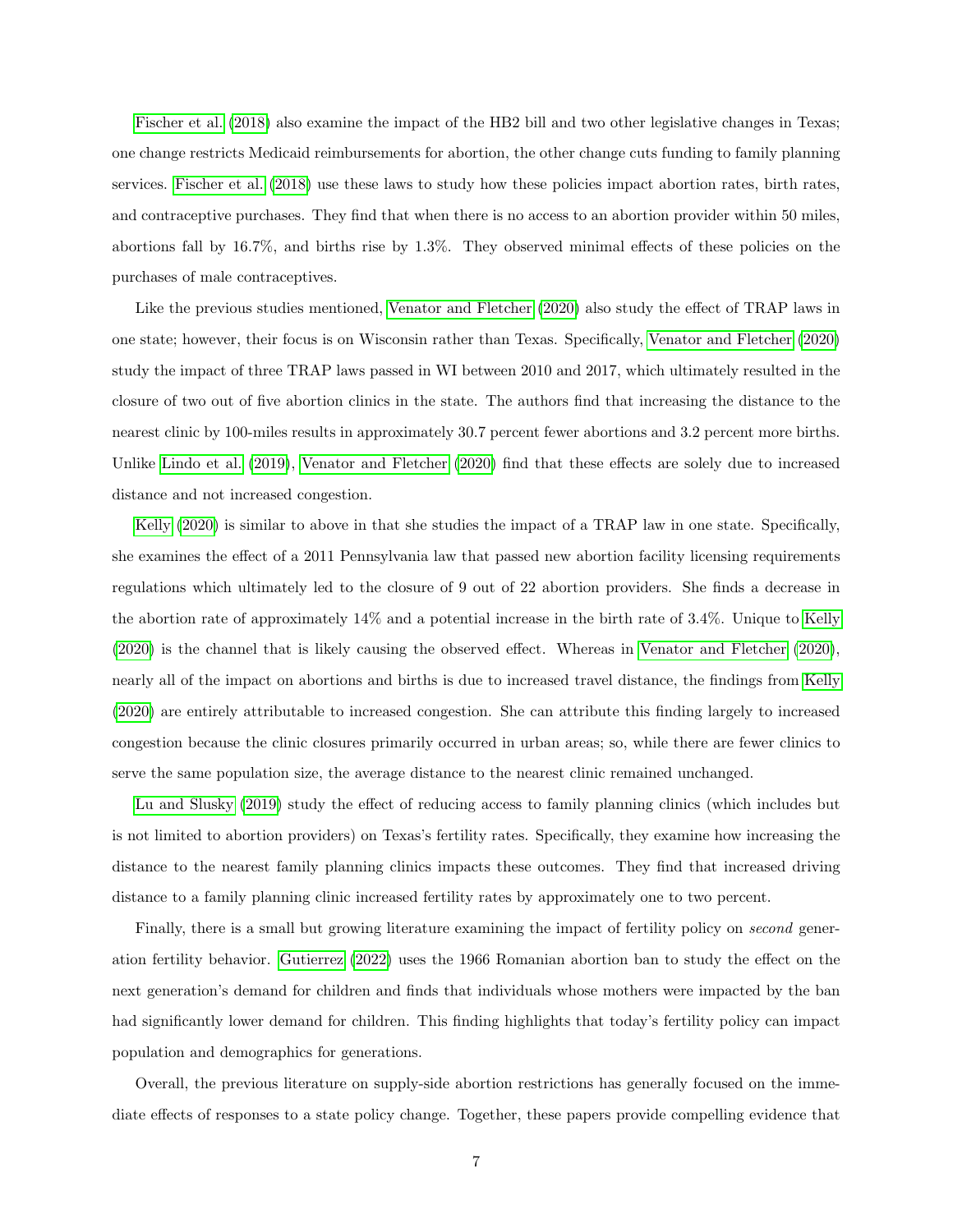Fischer et al. (2018) also examine the impact of the HB2 bill and two other legislative changes in Texas; one change restricts Medicaid reimbursements for abortion, the other change cuts funding to family planning services. Fischer et al. (2018) use these laws to study how these policies impact abortion rates, birth rates, and contraceptive purchases. They find that when there is no access to an abortion provider within 50 miles, abortions fall by 16.7%, and births rise by 1.3%. They observed minimal effects of these policies on the purchases of male contraceptives.

Like the previous studies mentioned, Venator and Fletcher (2020) also study the effect of TRAP laws in one state; however, their focus is on Wisconsin rather than Texas. Specifically, Venator and Fletcher (2020) study the impact of three TRAP laws passed in WI between 2010 and 2017, which ultimately resulted in the closure of two out of five abortion clinics in the state. The authors find that increasing the distance to the nearest clinic by 100-miles results in approximately 30.7 percent fewer abortions and 3.2 percent more births. Unlike Lindo et al. (2019), Venator and Fletcher (2020) find that these effects are solely due to increased distance and not increased congestion.

Kelly (2020) is similar to above in that she studies the impact of a TRAP law in one state. Specifically, she examines the effect of a 2011 Pennsylvania law that passed new abortion facility licensing requirements regulations which ultimately led to the closure of 9 out of 22 abortion providers. She finds a decrease in the abortion rate of approximately 14% and a potential increase in the birth rate of 3.4%. Unique to Kelly (2020) is the channel that is likely causing the observed effect. Whereas in Venator and Fletcher (2020), nearly all of the impact on abortions and births is due to increased travel distance, the findings from Kelly (2020) are entirely attributable to increased congestion. She can attribute this finding largely to increased congestion because the clinic closures primarily occurred in urban areas; so, while there are fewer clinics to serve the same population size, the average distance to the nearest clinic remained unchanged.

Lu and Slusky (2019) study the effect of reducing access to family planning clinics (which includes but is not limited to abortion providers) on Texas's fertility rates. Specifically, they examine how increasing the distance to the nearest family planning clinics impacts these outcomes. They find that increased driving distance to a family planning clinic increased fertility rates by approximately one to two percent.

Finally, there is a small but growing literature examining the impact of fertility policy on *second* generation fertility behavior. Gutierrez (2022) uses the 1966 Romanian abortion ban to study the effect on the next generation's demand for children and finds that individuals whose mothers were impacted by the ban had significantly lower demand for children. This finding highlights that today's fertility policy can impact population and demographics for generations.

Overall, the previous literature on supply-side abortion restrictions has generally focused on the immediate effects of responses to a state policy change. Together, these papers provide compelling evidence that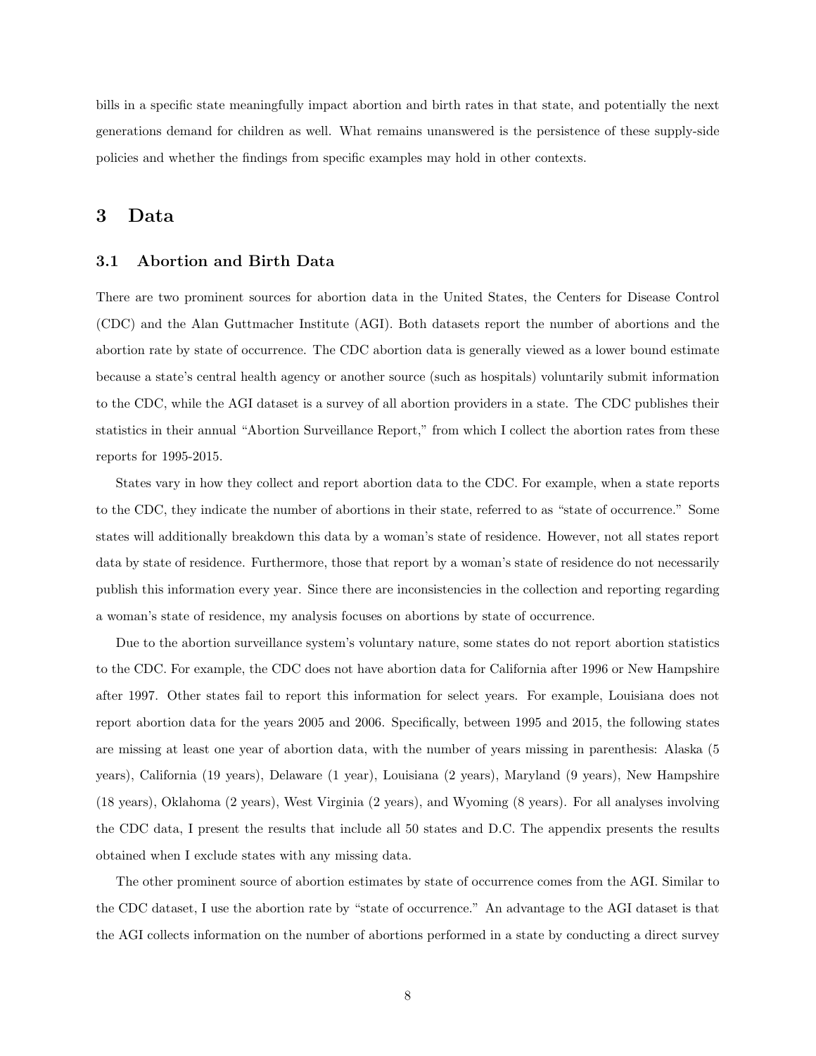bills in a specific state meaningfully impact abortion and birth rates in that state, and potentially the next generations demand for children as well. What remains unanswered is the persistence of these supply-side policies and whether the findings from specific examples may hold in other contexts.

# 3 Data

## 3.1 Abortion and Birth Data

There are two prominent sources for abortion data in the United States, the Centers for Disease Control (CDC) and the Alan Guttmacher Institute (AGI). Both datasets report the number of abortions and the abortion rate by state of occurrence. The CDC abortion data is generally viewed as a lower bound estimate because a state's central health agency or another source (such as hospitals) voluntarily submit information to the CDC, while the AGI dataset is a survey of all abortion providers in a state. The CDC publishes their statistics in their annual "Abortion Surveillance Report," from which I collect the abortion rates from these reports for 1995-2015.

States vary in how they collect and report abortion data to the CDC. For example, when a state reports to the CDC, they indicate the number of abortions in their state, referred to as "state of occurrence." Some states will additionally breakdown this data by a woman's state of residence. However, not all states report data by state of residence. Furthermore, those that report by a woman's state of residence do not necessarily publish this information every year. Since there are inconsistencies in the collection and reporting regarding a woman's state of residence, my analysis focuses on abortions by state of occurrence.

Due to the abortion surveillance system's voluntary nature, some states do not report abortion statistics to the CDC. For example, the CDC does not have abortion data for California after 1996 or New Hampshire after 1997. Other states fail to report this information for select years. For example, Louisiana does not report abortion data for the years 2005 and 2006. Specifically, between 1995 and 2015, the following states are missing at least one year of abortion data, with the number of years missing in parenthesis: Alaska (5 years), California (19 years), Delaware (1 year), Louisiana (2 years), Maryland (9 years), New Hampshire (18 years), Oklahoma (2 years), West Virginia (2 years), and Wyoming (8 years). For all analyses involving the CDC data, I present the results that include all 50 states and D.C. The appendix presents the results obtained when I exclude states with any missing data.

The other prominent source of abortion estimates by state of occurrence comes from the AGI. Similar to the CDC dataset, I use the abortion rate by "state of occurrence." An advantage to the AGI dataset is that the AGI collects information on the number of abortions performed in a state by conducting a direct survey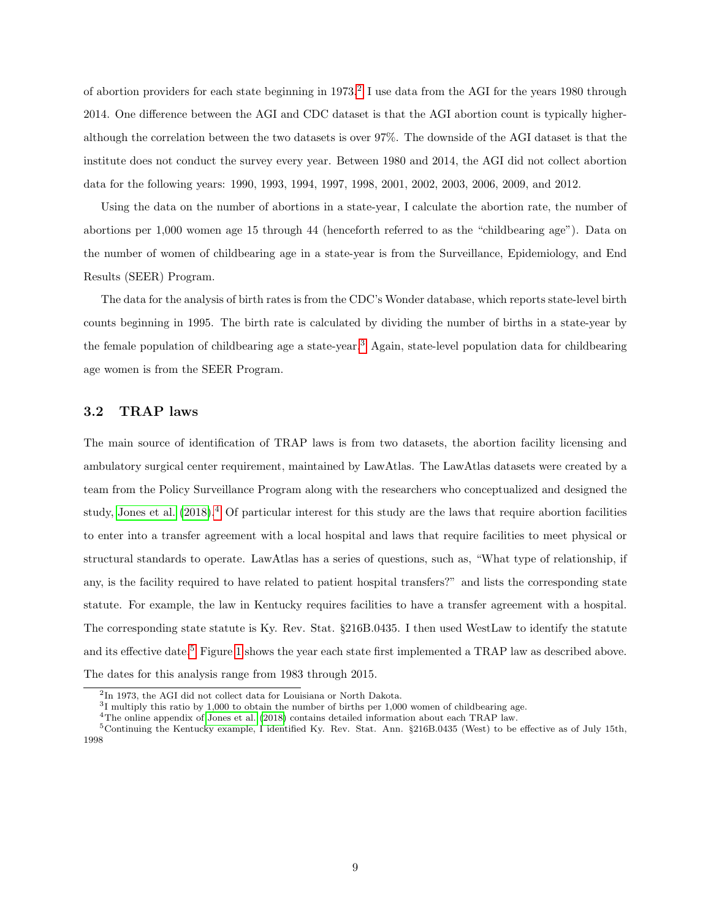of abortion providers for each state beginning in 1973.[2] I use data from the AGI for the years 1980 through 2014. One difference between the AGI and CDC dataset is that the AGI abortion count is typically higher- although the correlation between the two datasets is over 97%. The downside of the AGI dataset is that the institute does not conduct the survey every year. Between 1980 and 2014, the AGI did not collect abortion data for the following years: 1990, 1993, 1994, 1997, 1998, 2001, 2002, 2003, 2006, 2009, and 2012.

Using the data on the number of abortions in a state-year, I calculate the abortion rate, the number of abortions per 1,000 women age 15 through 44 (henceforth referred to as the "childbearing age"). Data on the number of women of childbearing age in a state-year is from the Surveillance, Epidemiology, and End Results (SEER) Program.

The data for the analysis of birth rates is from the CDC's Wonder database, which reports state-level birth counts beginning in 1995. The birth rate is calculated by dividing the number of births in a state-year by the female population of childbearing age a state-year.[3] Again, state-level population data for childbearing age women is from the SEER Program.

### 3.2 TRAP laws

The main source of identification of TRAP laws is from two datasets, the abortion facility licensing and ambulatory surgical center requirement, maintained by LawAtlas. The LawAtlas datasets were created by a team from the Policy Surveillance Program along with the researchers who conceptualized and designed the study, Jones et al. (2018).[4] Of particular interest for this study are the laws that require abortion facilities to enter into a transfer agreement with a local hospital and laws that require facilities to meet physical or structural standards to operate. LawAtlas has a series of questions, such as, "What type of relationship, if any, is the facility required to have related to patient hospital transfers?" and lists the corresponding state statute. For example, the law in Kentucky requires facilities to have a transfer agreement with a hospital. The corresponding state statute is Ky. Rev. Stat. §216B.0435. I then used WestLaw to identify the statute and its effective date.[5] Figure 1 shows the year each state first implemented a TRAP law as described above. The dates for this analysis range from 1983 through 2015.

---

[2] In 1973, the AGI did not collect data for Louisiana or North Dakota.

[3] I multiply this ratio by 1,000 to obtain the number of births per 1,000 women of childbearing age.

[4] The online appendix of Jones et al. (2018) contains detailed information about each TRAP law.

[5] Continuing the Kentucky example, I identified Ky. Rev. Stat. Ann. §216B.0435 (West) to be effective as of July 15th, 1998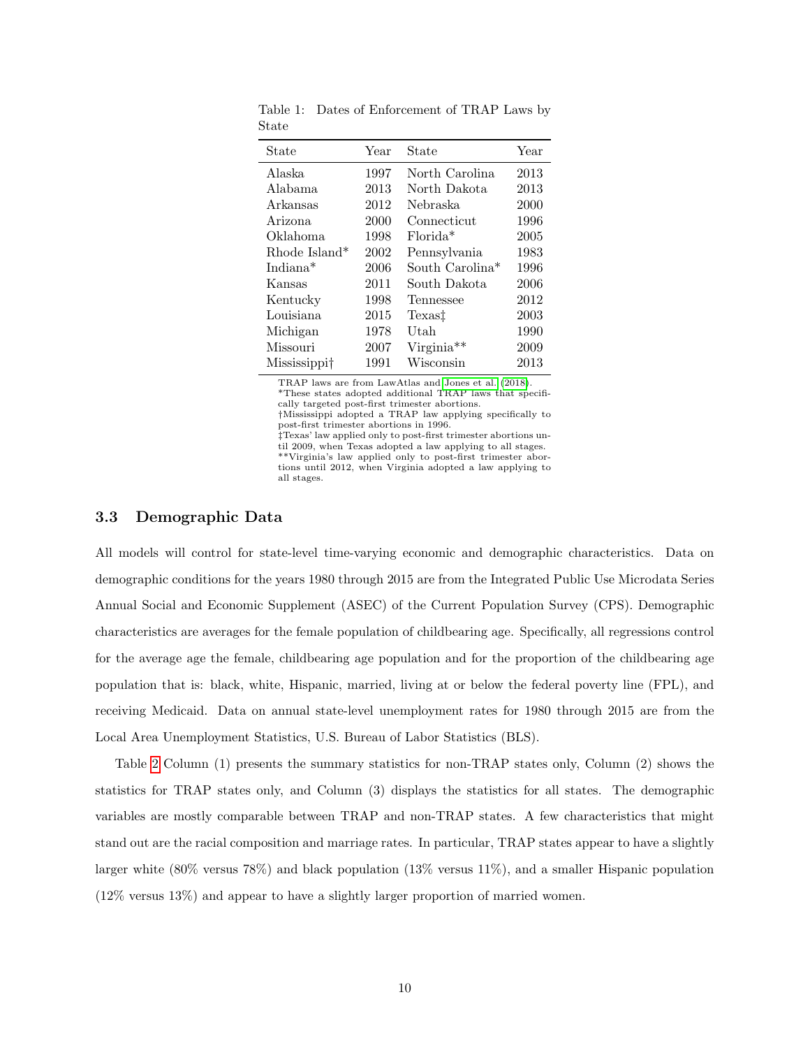Table 1: Dates of Enforcement of TRAP Laws by State

| State | Year | State | Year |
|---|---|---|---|
| Alaska | 1997 | North Carolina | 2013 |
| Alabama | 2013 | North Dakota | 2013 |
| Arkansas | 2012 | Nebraska | 2000 |
| Arizona | 2000 | Connecticut | 1996 |
| Oklahoma | 1998 | Florida* | 2005 |
| Rhode Island* | 2002 | Pennsylvania | 1983 |
| Indiana* | 2006 | South Carolina* | 1996 |
| Kansas | 2011 | South Dakota | 2006 |
| Kentucky | 1998 | Tennessee | 2012 |
| Louisiana | 2015 | Texas‡ | 2003 |
| Michigan | 1978 | Utah | 1990 |
| Missouri | 2007 | Virginia** | 2009 |
| Mississippi† | 1991 | Wisconsin | 2013 |

TRAP laws are from LawAtlas and Jones et al. (2018).
*These states adopted additional TRAP laws that specifically targeted post-first trimester abortions.
†Mississippi adopted a TRAP law applying specifically to post-first trimester abortions in 1996.
‡Texas' law applied only to post-first trimester abortions until 2009, when Texas adopted a law applying to all stages.
**Virginia's law applied only to post-first trimester abortions until 2012, when Virginia adopted a law applying to all stages.

### 3.3 Demographic Data

All models will control for state-level time-varying economic and demographic characteristics. Data on demographic conditions for the years 1980 through 2015 are from the Integrated Public Use Microdata Series Annual Social and Economic Supplement (ASEC) of the Current Population Survey (CPS). Demographic characteristics are averages for the female population of childbearing age. Specifically, all regressions control for the average age the female, childbearing age population and for the proportion of the childbearing age population that is: black, white, Hispanic, married, living at or below the federal poverty line (FPL), and receiving Medicaid. Data on annual state-level unemployment rates for 1980 through 2015 are from the Local Area Unemployment Statistics, U.S. Bureau of Labor Statistics (BLS).

Table 2 Column (1) presents the summary statistics for non-TRAP states only, Column (2) shows the statistics for TRAP states only, and Column (3) displays the statistics for all states. The demographic variables are mostly comparable between TRAP and non-TRAP states. A few characteristics that might stand out are the racial composition and marriage rates. In particular, TRAP states appear to have a slightly larger white (80% versus 78%) and black population (13% versus 11%), and a smaller Hispanic population (12% versus 13%) and appear to have a slightly larger proportion of married women.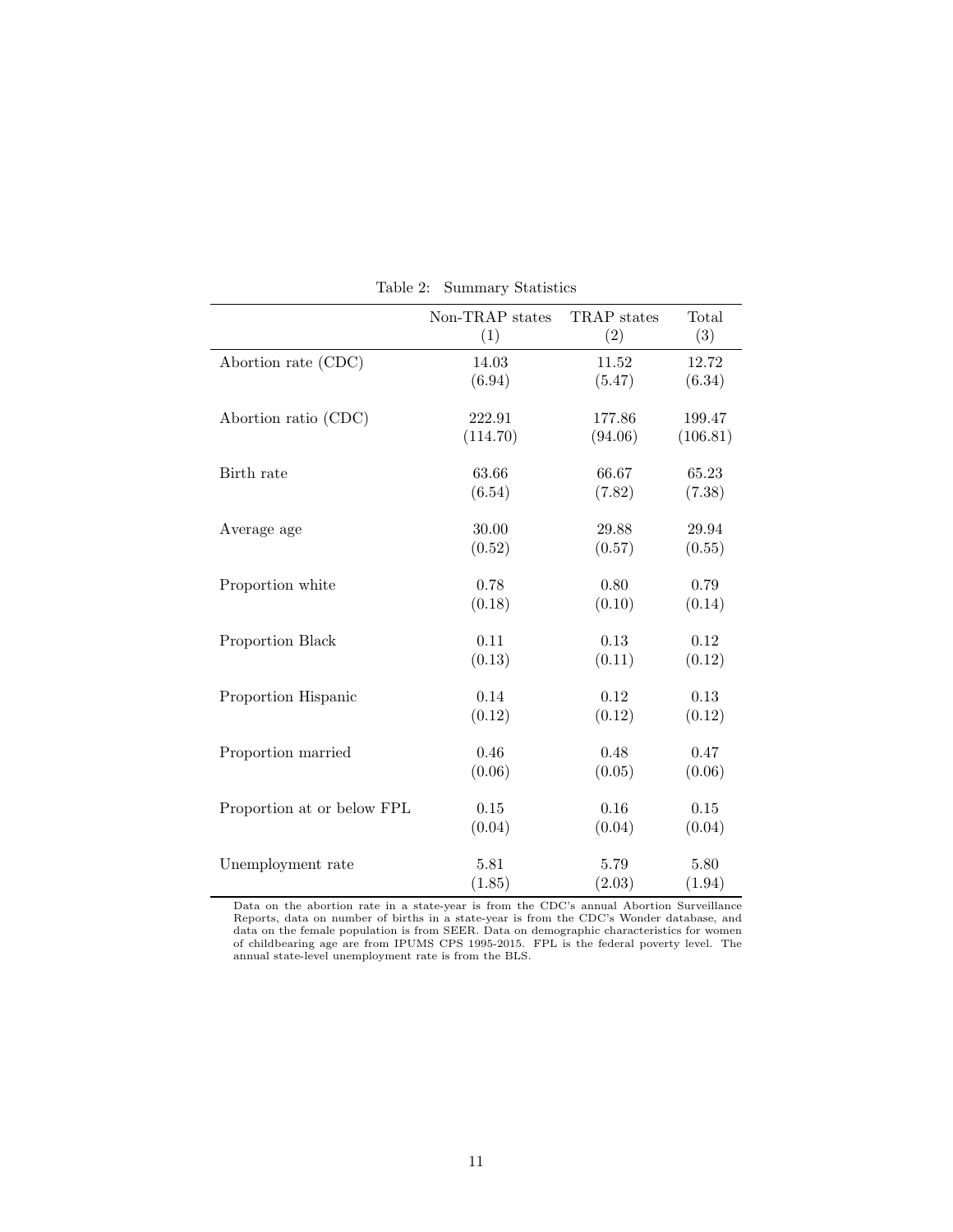Table 2: Summary Statistics

| | Non-TRAP states (1) | TRAP states (2) | Total (3) |
|---|---|---|---|
| Abortion rate (CDC) | 14.03 | 11.52 | 12.72 |
| | (6.94) | (5.47) | (6.34) |
| Abortion ratio (CDC) | 222.91 | 177.86 | 199.47 |
| | (114.70) | (94.06) | (106.81) |
| Birth rate | 63.66 | 66.67 | 65.23 |
| | (6.54) | (7.82) | (7.38) |
| Average age | 30.00 | 29.88 | 29.94 |
| | (0.52) | (0.57) | (0.55) |
| Proportion white | 0.78 | 0.80 | 0.79 |
| | (0.18) | (0.10) | (0.14) |
| Proportion Black | 0.11 | 0.13 | 0.12 |
| | (0.13) | (0.11) | (0.12) |
| Proportion Hispanic | 0.14 | 0.12 | 0.13 |
| | (0.12) | (0.12) | (0.12) |
| Proportion married | 0.46 | 0.48 | 0.47 |
| | (0.06) | (0.05) | (0.06) |
| Proportion at or below FPL | 0.15 | 0.16 | 0.15 |
| | (0.04) | (0.04) | (0.04) |
| Unemployment rate | 5.81 | 5.79 | 5.80 |
| | (1.85) | (2.03) | (1.94) |

Data on the abortion rate in a state-year is from the CDC's annual Abortion Surveillance Reports, data on number of births in a state-year is from the CDC's Wonder database, and data on the female population is from SEER. Data on demographic characteristics for women of childbearing age are from IPUMS CPS 1995-2015. FPL is the federal poverty level. The annual state-level unemployment rate is from the BLS.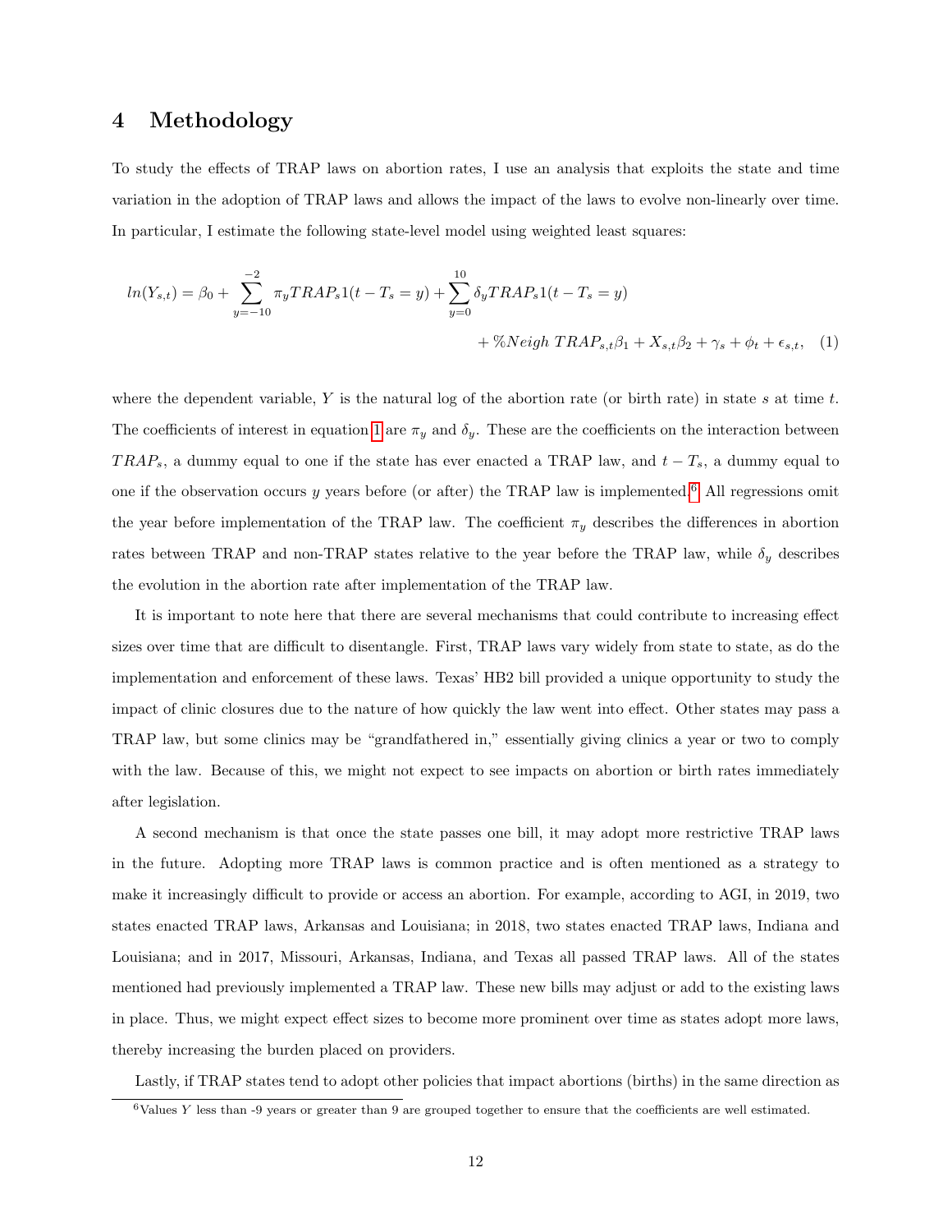# 4 Methodology

To study the effects of TRAP laws on abortion rates, I use an analysis that exploits the state and time variation in the adoption of TRAP laws and allows the impact of the laws to evolve non-linearly over time. In particular, I estimate the following state-level model using weighted least squares:

$$ln(Y_{s,t}) = \beta_0 + \sum_{y=-10}^{-2} \pi_y TRAP_s 1(t - T_s = y) + \sum_{y=0}^{10} \delta_y TRAP_s 1(t - T_s = y)$$
$$+ \%Neigh\ TRAP_{s,t}\beta_1 + X_{s,t}\beta_2 + \gamma_s + \phi_t + \epsilon_{s,t}, \quad (1)$$

where the dependent variable, $Y$ is the natural log of the abortion rate (or birth rate) in state $s$ at time $t$. The coefficients of interest in equation 1 are $\pi_y$ and $\delta_y$. These are the coefficients on the interaction between $TRAP_s$, a dummy equal to one if the state has ever enacted a TRAP law, and $t - T_s$, a dummy equal to one if the observation occurs $y$ years before (or after) the TRAP law is implemented.[6] All regressions omit the year before implementation of the TRAP law. The coefficient $\pi_y$ describes the differences in abortion rates between TRAP and non-TRAP states relative to the year before the TRAP law, while $\delta_y$ describes the evolution in the abortion rate after implementation of the TRAP law.

It is important to note here that there are several mechanisms that could contribute to increasing effect sizes over time that are difficult to disentangle. First, TRAP laws vary widely from state to state, as do the implementation and enforcement of these laws. Texas' HB2 bill provided a unique opportunity to study the impact of clinic closures due to the nature of how quickly the law went into effect. Other states may pass a TRAP law, but some clinics may be "grandfathered in," essentially giving clinics a year or two to comply with the law. Because of this, we might not expect to see impacts on abortion or birth rates immediately after legislation.

A second mechanism is that once the state passes one bill, it may adopt more restrictive TRAP laws in the future. Adopting more TRAP laws is common practice and is often mentioned as a strategy to make it increasingly difficult to provide or access an abortion. For example, according to AGI, in 2019, two states enacted TRAP laws, Arkansas and Louisiana; in 2018, two states enacted TRAP laws, Indiana and Louisiana; and in 2017, Missouri, Arkansas, Indiana, and Texas all passed TRAP laws. All of the states mentioned had previously implemented a TRAP law. These new bills may adjust or add to the existing laws in place. Thus, we might expect effect sizes to become more prominent over time as states adopt more laws, thereby increasing the burden placed on providers.

Lastly, if TRAP states tend to adopt other policies that impact abortions (births) in the same direction as

[6] Values $Y$ less than -9 years or greater than 9 are grouped together to ensure that the coefficients are well estimated.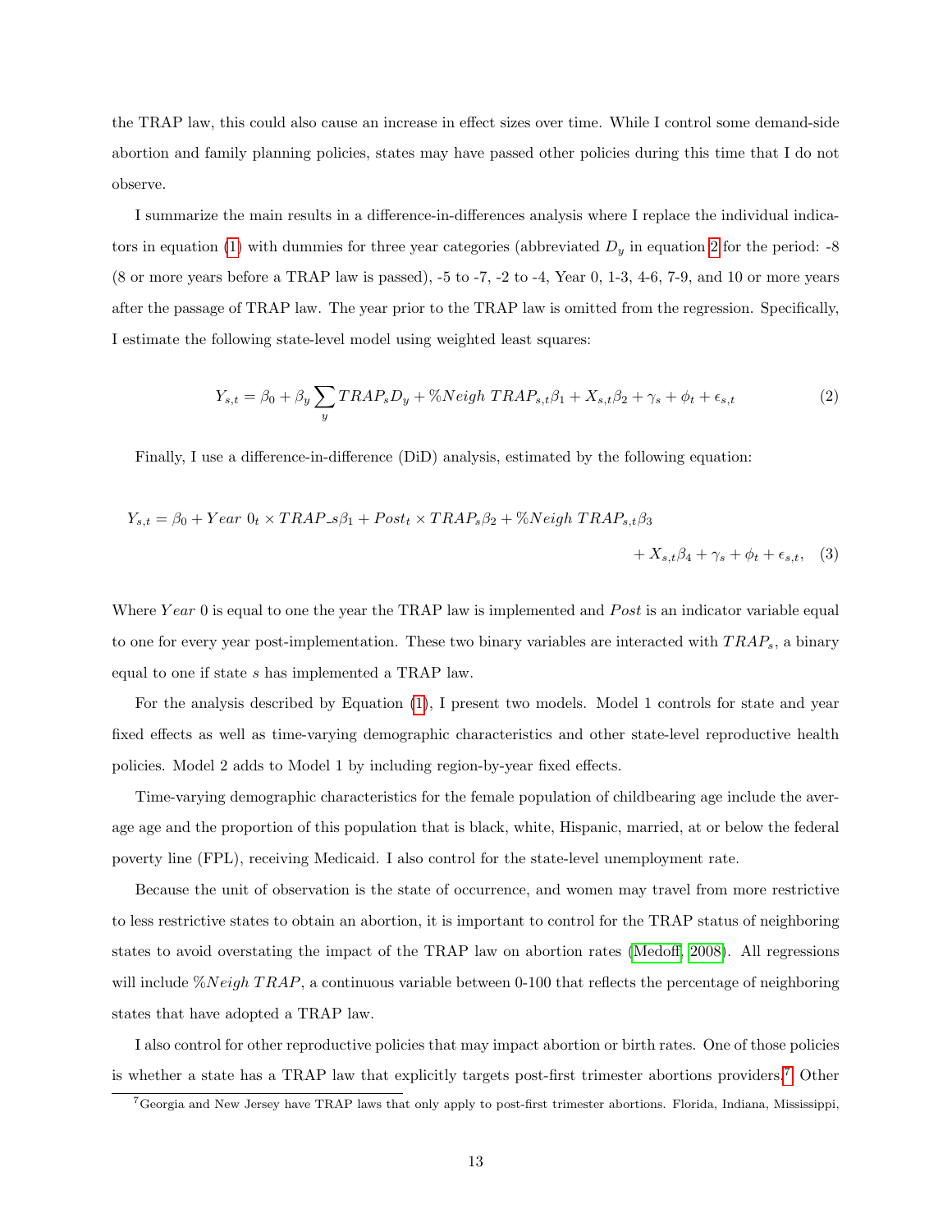the TRAP law, this could also cause an increase in effect sizes over time. While I control some demand-side abortion and family planning policies, states may have passed other policies during this time that I do not observe.

I summarize the main results in a difference-in-differences analysis where I replace the individual indicators in equation (1) with dummies for three year categories (abbreviated $D_y$ in equation 2 for the period: -8 (8 or more years before a TRAP law is passed), -5 to -7, -2 to -4, Year 0, 1-3, 4-6, 7-9, and 10 or more years after the passage of TRAP law. The year prior to the TRAP law is omitted from the regression. Specifically, I estimate the following state-level model using weighted least squares:

$$Y_{s,t} = \beta_0 + \beta_y \sum_y TRAP_s D_y + \%Neigh\ TRAP_{s,t}\beta_1 + X_{s,t}\beta_2 + \gamma_s + \phi_t + \epsilon_{s,t} \tag{2}$$

Finally, I use a difference-in-difference (DiD) analysis, estimated by the following equation:

$$Y_{s,t} = \beta_0 + Year\ 0_t \times TRAP\_s\beta_1 + Post_t \times TRAP_s\beta_2 + \%Neigh\ TRAP_{s,t}\beta_3 + X_{s,t}\beta_4 + \gamma_s + \phi_t + \epsilon_{s,t}, \tag{3}$$

Where $Year\ 0$ is equal to one the year the TRAP law is implemented and $Post$ is an indicator variable equal to one for every year post-implementation. These two binary variables are interacted with $TRAP_s$, a binary equal to one if state $s$ has implemented a TRAP law.

For the analysis described by Equation (1), I present two models. Model 1 controls for state and year fixed effects as well as time-varying demographic characteristics and other state-level reproductive health policies. Model 2 adds to Model 1 by including region-by-year fixed effects.

Time-varying demographic characteristics for the female population of childbearing age include the average age and the proportion of this population that is black, white, Hispanic, married, at or below the federal poverty line (FPL), receiving Medicaid. I also control for the state-level unemployment rate.

Because the unit of observation is the state of occurrence, and women may travel from more restrictive to less restrictive states to obtain an abortion, it is important to control for the TRAP status of neighboring states to avoid overstating the impact of the TRAP law on abortion rates (Medoff, 2008). All regressions will include $\%Neigh\ TRAP$, a continuous variable between 0-100 that reflects the percentage of neighboring states that have adopted a TRAP law.

I also control for other reproductive policies that may impact abortion or birth rates. One of those policies is whether a state has a TRAP law that explicitly targets post-first trimester abortions providers.[7] Other

[7] Georgia and New Jersey have TRAP laws that only apply to post-first trimester abortions. Florida, Indiana, Mississippi,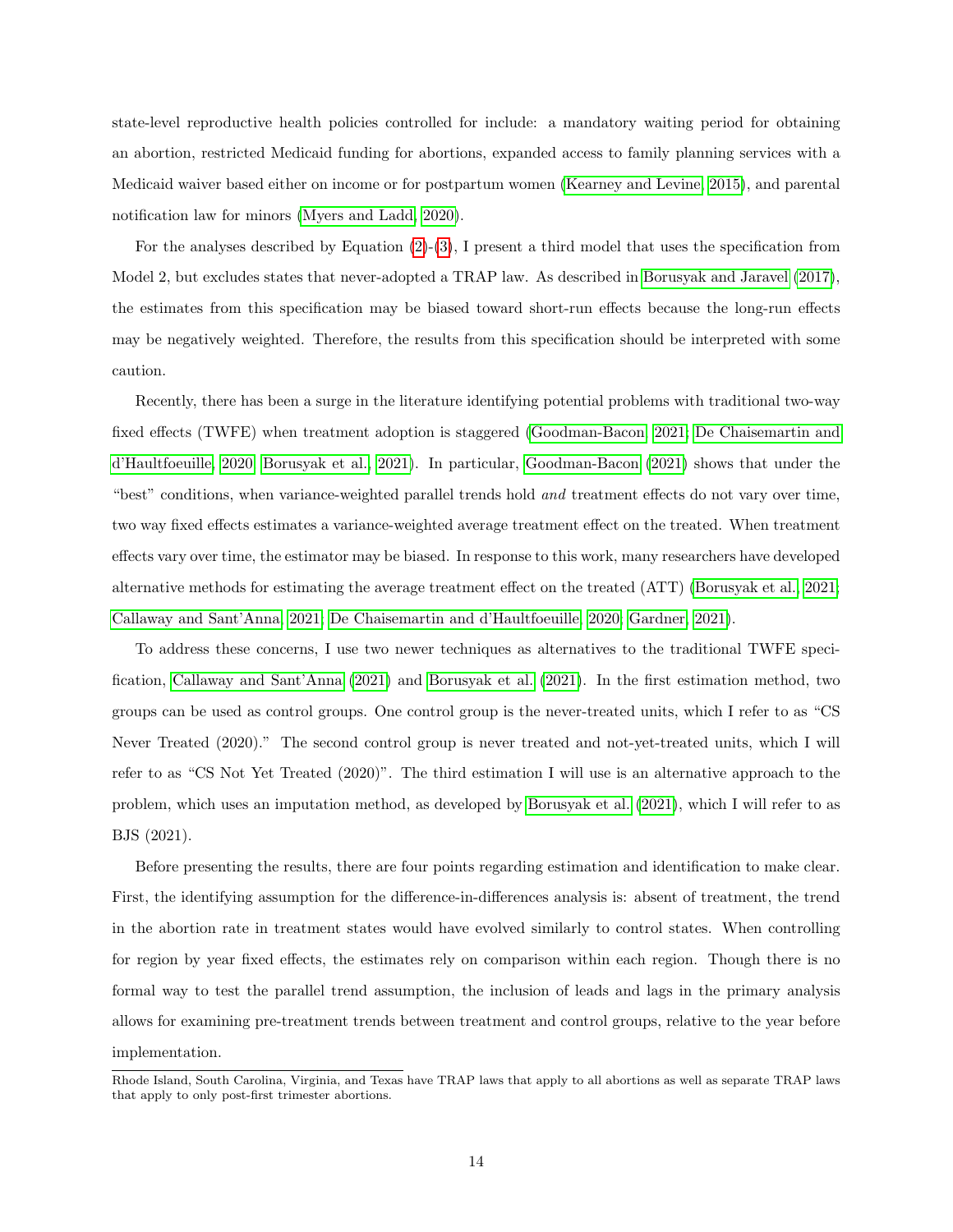state-level reproductive health policies controlled for include: a mandatory waiting period for obtaining an abortion, restricted Medicaid funding for abortions, expanded access to family planning services with a Medicaid waiver based either on income or for postpartum women (Kearney and Levine, 2015), and parental notification law for minors (Myers and Ladd, 2020).

For the analyses described by Equation (2)-(3), I present a third model that uses the specification from Model 2, but excludes states that never-adopted a TRAP law. As described in Borusyak and Jaravel (2017), the estimates from this specification may be biased toward short-run effects because the long-run effects may be negatively weighted. Therefore, the results from this specification should be interpreted with some caution.

Recently, there has been a surge in the literature identifying potential problems with traditional two-way fixed effects (TWFE) when treatment adoption is staggered (Goodman-Bacon, 2021; De Chaisemartin and d'Haultfoeuille, 2020; Borusyak et al., 2021). In particular, Goodman-Bacon (2021) shows that under the "best" conditions, when variance-weighted parallel trends hold *and* treatment effects do not vary over time, two way fixed effects estimates a variance-weighted average treatment effect on the treated. When treatment effects vary over time, the estimator may be biased. In response to this work, many researchers have developed alternative methods for estimating the average treatment effect on the treated (ATT) (Borusyak et al., 2021; Callaway and Sant'Anna, 2021; De Chaisemartin and d'Haultfoeuille, 2020; Gardner, 2021).

To address these concerns, I use two newer techniques as alternatives to the traditional TWFE specification, Callaway and Sant'Anna (2021) and Borusyak et al. (2021). In the first estimation method, two groups can be used as control groups. One control group is the never-treated units, which I refer to as "CS Never Treated (2020)." The second control group is never treated and not-yet-treated units, which I will refer to as "CS Not Yet Treated (2020)". The third estimation I will use is an alternative approach to the problem, which uses an imputation method, as developed by Borusyak et al. (2021), which I will refer to as BJS (2021).

Before presenting the results, there are four points regarding estimation and identification to make clear. First, the identifying assumption for the difference-in-differences analysis is: absent of treatment, the trend in the abortion rate in treatment states would have evolved similarly to control states. When controlling for region by year fixed effects, the estimates rely on comparison within each region. Though there is no formal way to test the parallel trend assumption, the inclusion of leads and lags in the primary analysis allows for examining pre-treatment trends between treatment and control groups, relative to the year before implementation.

Rhode Island, South Carolina, Virginia, and Texas have TRAP laws that apply to all abortions as well as separate TRAP laws that apply to only post-first trimester abortions.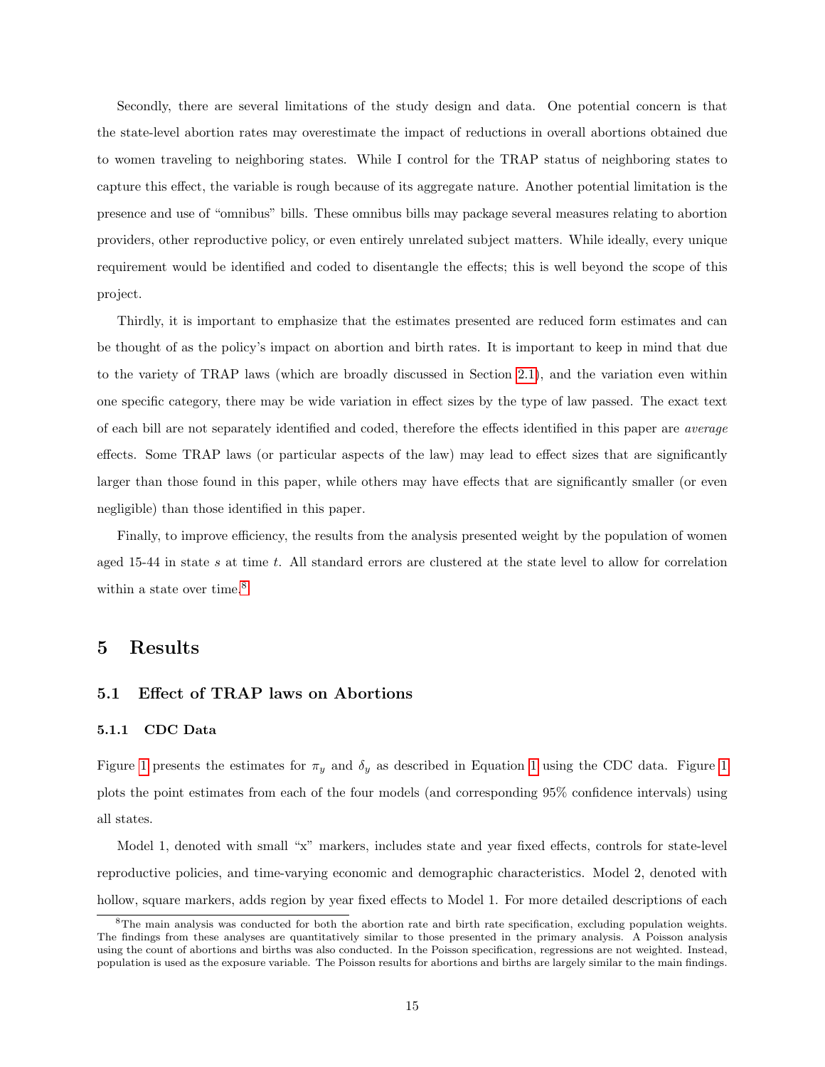Secondly, there are several limitations of the study design and data. One potential concern is that the state-level abortion rates may overestimate the impact of reductions in overall abortions obtained due to women traveling to neighboring states. While I control for the TRAP status of neighboring states to capture this effect, the variable is rough because of its aggregate nature. Another potential limitation is the presence and use of "omnibus" bills. These omnibus bills may package several measures relating to abortion providers, other reproductive policy, or even entirely unrelated subject matters. While ideally, every unique requirement would be identified and coded to disentangle the effects; this is well beyond the scope of this project.

Thirdly, it is important to emphasize that the estimates presented are reduced form estimates and can be thought of as the policy's impact on abortion and birth rates. It is important to keep in mind that due to the variety of TRAP laws (which are broadly discussed in Section 2.1), and the variation even within one specific category, there may be wide variation in effect sizes by the type of law passed. The exact text of each bill are not separately identified and coded, therefore the effects identified in this paper are *average* effects. Some TRAP laws (or particular aspects of the law) may lead to effect sizes that are significantly larger than those found in this paper, while others may have effects that are significantly smaller (or even negligible) than those identified in this paper.

Finally, to improve efficiency, the results from the analysis presented weight by the population of women aged 15-44 in state $s$ at time $t$. All standard errors are clustered at the state level to allow for correlation within a state over time.[8]

## 5 Results

### 5.1 Effect of TRAP laws on Abortions

#### 5.1.1 CDC Data

Figure 1 presents the estimates for $\pi_y$ and $\delta_y$ as described in Equation 1 using the CDC data. Figure 1 plots the point estimates from each of the four models (and corresponding 95% confidence intervals) using all states.

Model 1, denoted with small "x" markers, includes state and year fixed effects, controls for state-level reproductive policies, and time-varying economic and demographic characteristics. Model 2, denoted with hollow, square markers, adds region by year fixed effects to Model 1. For more detailed descriptions of each

[8] The main analysis was conducted for both the abortion rate and birth rate specification, excluding population weights. The findings from these analyses are quantitatively similar to those presented in the primary analysis. A Poisson analysis using the count of abortions and births was also conducted. In the Poisson specification, regressions are not weighted. Instead, population is used as the exposure variable. The Poisson results for abortions and births are largely similar to the main findings.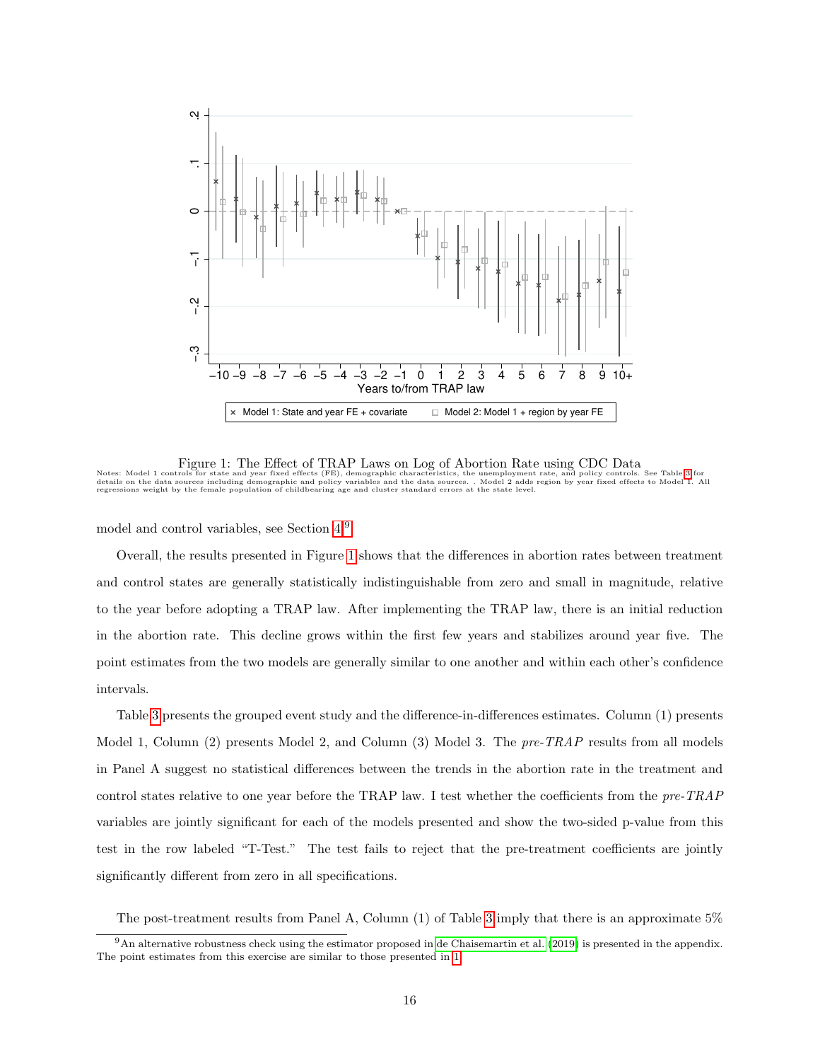Figure 1: The Effect of TRAP Laws on Log of Abortion Rate using CDC Data

Notes: Model 1 controls for state and year fixed effects (FE), demographic characteristics, the unemployment rate, and policy controls. See Table 3 for details on the data sources including demographic and policy variables and the data sources. . Model 2 adds region by year fixed effects to Model 1. All regressions weight by the female population of childbearing age and cluster standard errors at the state level.

model and control variables, see Section 4.[9]

Overall, the results presented in Figure 1 shows that the differences in abortion rates between treatment and control states are generally statistically indistinguishable from zero and small in magnitude, relative to the year before adopting a TRAP law. After implementing the TRAP law, there is an initial reduction in the abortion rate. This decline grows within the first few years and stabilizes around year five. The point estimates from the two models are generally similar to one another and within each other's confidence intervals.

Table 3 presents the grouped event study and the difference-in-differences estimates. Column (1) presents Model 1, Column (2) presents Model 2, and Column (3) Model 3. The *pre-TRAP* results from all models in Panel A suggest no statistical differences between the trends in the abortion rate in the treatment and control states relative to one year before the TRAP law. I test whether the coefficients from the *pre-TRAP* variables are jointly significant for each of the models presented and show the two-sided p-value from this test in the row labeled "T-Test." The test fails to reject that the pre-treatment coefficients are jointly significantly different from zero in all specifications.

The post-treatment results from Panel A, Column (1) of Table 3 imply that there is an approximate 5%

[9] An alternative robustness check using the estimator proposed in de Chaisemartin et al. (2019) is presented in the appendix. The point estimates from this exercise are similar to those presented in 1.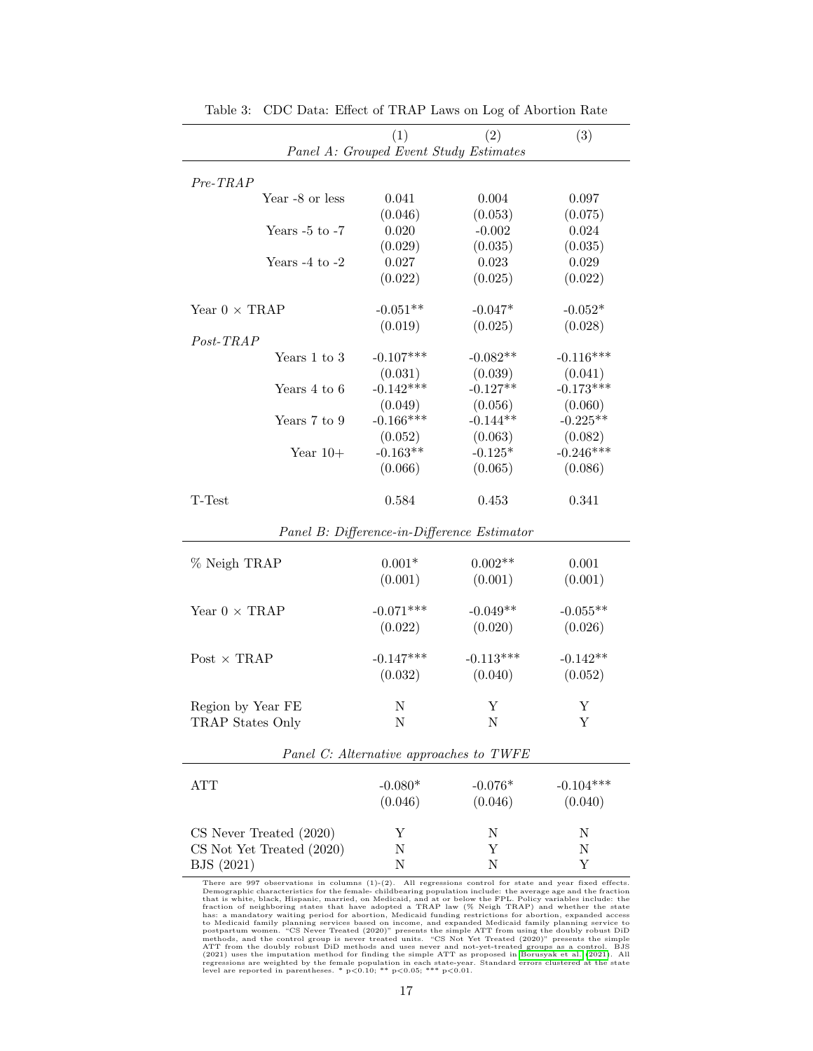Table 3: CDC Data: Effect of TRAP Laws on Log of Abortion Rate

| | (1) | (2) | (3) |
|---|---|---|---|
| *Panel A: Grouped Event Study Estimates* | | | |
| *Pre-TRAP* | | | |
| Year -8 or less | 0.041 | 0.004 | 0.097 |
| | (0.046) | (0.053) | (0.075) |
| Years -5 to -7 | 0.020 | -0.002 | 0.024 |
| | (0.029) | (0.035) | (0.035) |
| Years -4 to -2 | 0.027 | 0.023 | 0.029 |
| | (0.022) | (0.025) | (0.022) |
| Year 0 × TRAP | -0.051** | -0.047* | -0.052* |
| | (0.019) | (0.025) | (0.028) |
| *Post-TRAP* | | | |
| Years 1 to 3 | -0.107*** | -0.082** | -0.116*** |
| | (0.031) | (0.039) | (0.041) |
| Years 4 to 6 | -0.142*** | -0.127** | -0.173*** |
| | (0.049) | (0.056) | (0.060) |
| Years 7 to 9 | -0.166*** | -0.144** | -0.225** |
| | (0.052) | (0.063) | (0.082) |
| Year 10+ | -0.163** | -0.125* | -0.246*** |
| | (0.066) | (0.065) | (0.086) |
| T-Test | 0.584 | 0.453 | 0.341 |
| *Panel B: Difference-in-Difference Estimator* | | | |
| % Neigh TRAP | 0.001* | 0.002** | 0.001 |
| | (0.001) | (0.001) | (0.001) |
| Year 0 × TRAP | -0.071*** | -0.049** | -0.055** |
| | (0.022) | (0.020) | (0.026) |
| Post × TRAP | -0.147*** | -0.113*** | -0.142** |
| | (0.032) | (0.040) | (0.052) |
| Region by Year FE | N | Y | Y |
| TRAP States Only | N | N | Y |
| *Panel C: Alternative approaches to TWFE* | | | |
| ATT | -0.080* | -0.076* | -0.104*** |
| | (0.046) | (0.046) | (0.040) |
| CS Never Treated (2020) | Y | N | N |
| CS Not Yet Treated (2020) | N | Y | N |
| BJS (2021) | N | N | Y |

There are 997 observations in columns (1)-(2). All regressions control for state and year fixed effects. Demographic characteristics for the female- childbearing population include: the average age and the fraction that is white, black, Hispanic, married, on Medicaid, and at or below the FPL. Policy variables include: the fraction of neighboring states that have adopted a TRAP law (% Neigh TRAP) and whether the state has: a mandatory waiting period for abortion, Medicaid funding restrictions for abortion, expanded access to Medicaid family planning services based on income, and expanded Medicaid family planning service to postpartum women. "CS Never Treated (2020)" presents the simple ATT from using the doubly robust DiD methods, and the control group is never treated units. "CS Not Yet Treated (2020)" presents the simple ATT from the doubly robust DiD methods and uses never and not-yet-treated groups as a control. BJS (2021) uses the imputation method for finding the simple ATT as proposed in Borusyak et al. (2021). All regressions are weighted by the female population in each state-year. Standard errors clustered at the state level are reported in parentheses. * p<0.10; ** p<0.05; *** p<0.01.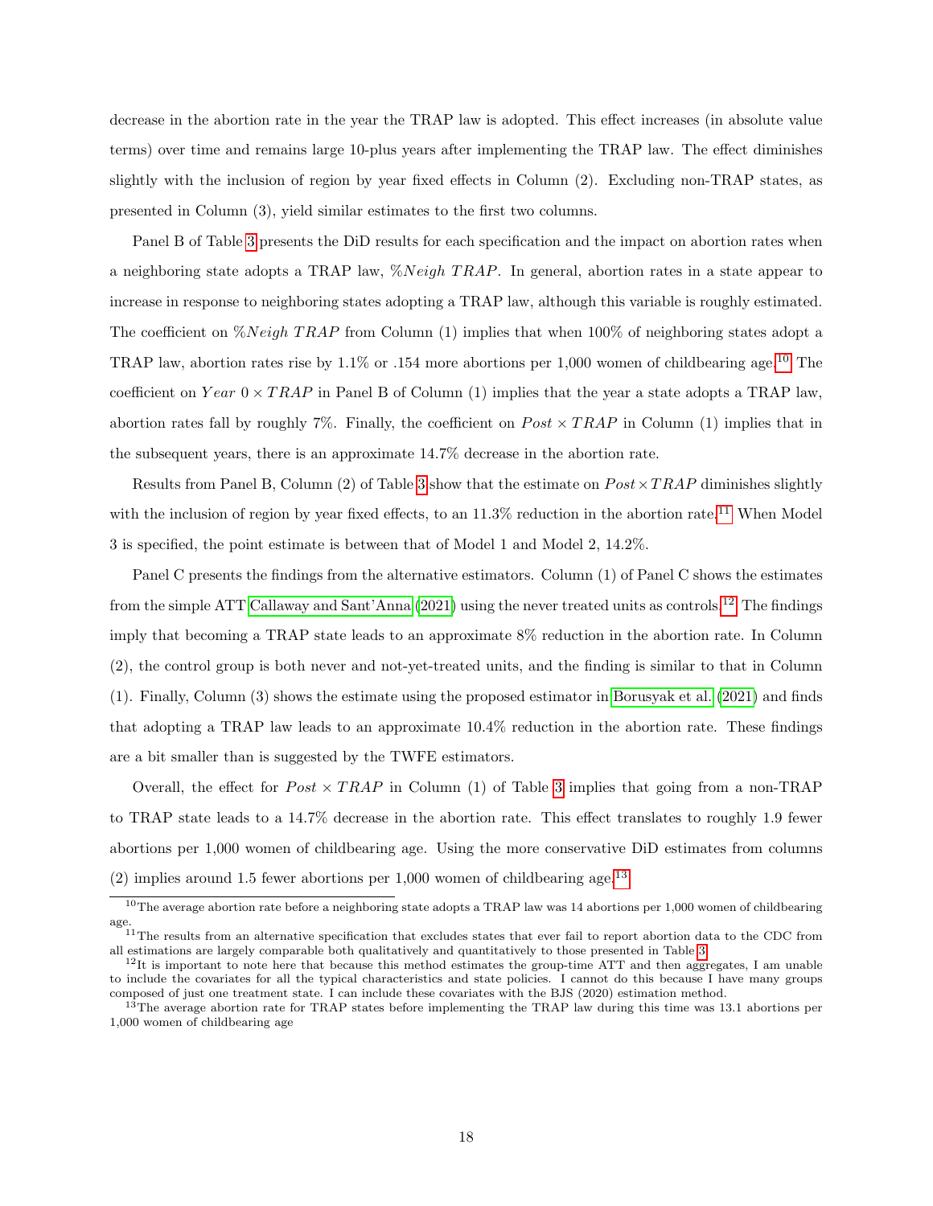decrease in the abortion rate in the year the TRAP law is adopted. This effect increases (in absolute value terms) over time and remains large 10-plus years after implementing the TRAP law. The effect diminishes slightly with the inclusion of region by year fixed effects in Column (2). Excluding non-TRAP states, as presented in Column (3), yield similar estimates to the first two columns.

Panel B of Table 3 presents the DiD results for each specification and the impact on abortion rates when a neighboring state adopts a TRAP law, $\%Neigh\ TRAP$. In general, abortion rates in a state appear to increase in response to neighboring states adopting a TRAP law, although this variable is roughly estimated. The coefficient on $\%Neigh\ TRAP$ from Column (1) implies that when 100% of neighboring states adopt a TRAP law, abortion rates rise by 1.1% or .154 more abortions per 1,000 women of childbearing age.[10] The coefficient on $Year\ 0 \times TRAP$ in Panel B of Column (1) implies that the year a state adopts a TRAP law, abortion rates fall by roughly 7%. Finally, the coefficient on $Post \times TRAP$ in Column (1) implies that in the subsequent years, there is an approximate 14.7% decrease in the abortion rate.

Results from Panel B, Column (2) of Table 3 show that the estimate on $Post \times TRAP$ diminishes slightly with the inclusion of region by year fixed effects, to an 11.3% reduction in the abortion rate.[11] When Model 3 is specified, the point estimate is between that of Model 1 and Model 2, 14.2%.

Panel C presents the findings from the alternative estimators. Column (1) of Panel C shows the estimates from the simple ATT Callaway and Sant'Anna (2021) using the never treated units as controls.[12] The findings imply that becoming a TRAP state leads to an approximate 8% reduction in the abortion rate. In Column (2), the control group is both never and not-yet-treated units, and the finding is similar to that in Column (1). Finally, Column (3) shows the estimate using the proposed estimator in Borusyak et al. (2021) and finds that adopting a TRAP law leads to an approximate 10.4% reduction in the abortion rate. These findings are a bit smaller than is suggested by the TWFE estimators.

Overall, the effect for $Post \times TRAP$ in Column (1) of Table 3 implies that going from a non-TRAP to TRAP state leads to a 14.7% decrease in the abortion rate. This effect translates to roughly 1.9 fewer abortions per 1,000 women of childbearing age. Using the more conservative DiD estimates from columns (2) implies around 1.5 fewer abortions per 1,000 women of childbearing age.[13]

[10] The average abortion rate before a neighboring state adopts a TRAP law was 14 abortions per 1,000 women of childbearing age.

[11] The results from an alternative specification that excludes states that ever fail to report abortion data to the CDC from all estimations are largely comparable both qualitatively and quantitatively to those presented in Table 3.

[12] It is important to note here that because this method estimates the group-time ATT and then aggregates, I am unable to include the covariates for all the typical characteristics and state policies. I cannot do this because I have many groups composed of just one treatment state. I can include these covariates with the BJS (2020) estimation method.

[13] The average abortion rate for TRAP states before implementing the TRAP law during this time was 13.1 abortions per 1,000 women of childbearing age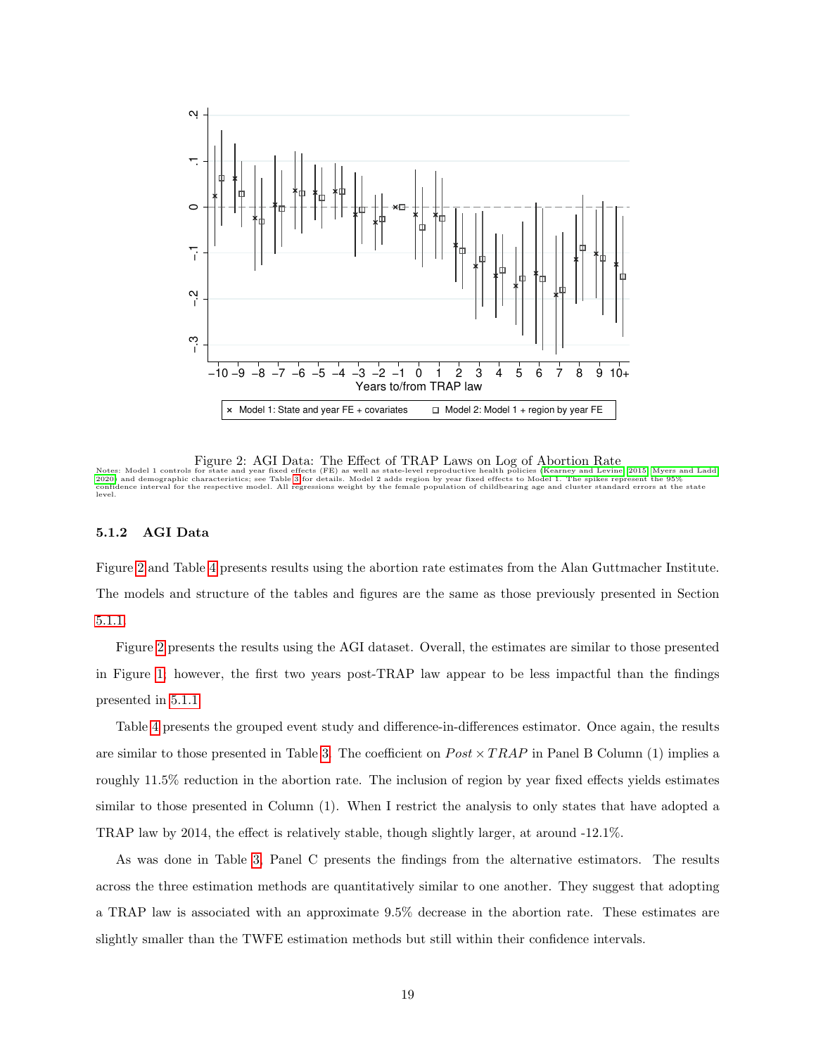Figure 2: AGI Data: The Effect of TRAP Laws on Log of Abortion Rate

Notes: Model 1 controls for state and year fixed effects (FE) as well as state-level reproductive health policies (Kearney and Levine, 2015; Myers and Ladd, 2020) and demographic characteristics; see Table 3 for details. Model 2 adds region by year fixed effects to Model 1. The spikes represent the 95% confidence interval for the respective model. All regressions weight by the female population of childbearing age and cluster standard errors at the state level.

### 5.1.2 AGI Data

Figure 2 and Table 4 presents results using the abortion rate estimates from the Alan Guttmacher Institute. The models and structure of the tables and figures are the same as those previously presented in Section 5.1.1.

Figure 2 presents the results using the AGI dataset. Overall, the estimates are similar to those presented in Figure 1; however, the first two years post-TRAP law appear to be less impactful than the findings presented in 5.1.1.

Table 4 presents the grouped event study and difference-in-differences estimator. Once again, the results are similar to those presented in Table 3. The coefficient on $Post \times TRAP$ in Panel B Column (1) implies a roughly 11.5% reduction in the abortion rate. The inclusion of region by year fixed effects yields estimates similar to those presented in Column (1). When I restrict the analysis to only states that have adopted a TRAP law by 2014, the effect is relatively stable, though slightly larger, at around -12.1%.

As was done in Table 3, Panel C presents the findings from the alternative estimators. The results across the three estimation methods are quantitatively similar to one another. They suggest that adopting a TRAP law is associated with an approximate 9.5% decrease in the abortion rate. These estimates are slightly smaller than the TWFE estimation methods but still within their confidence intervals.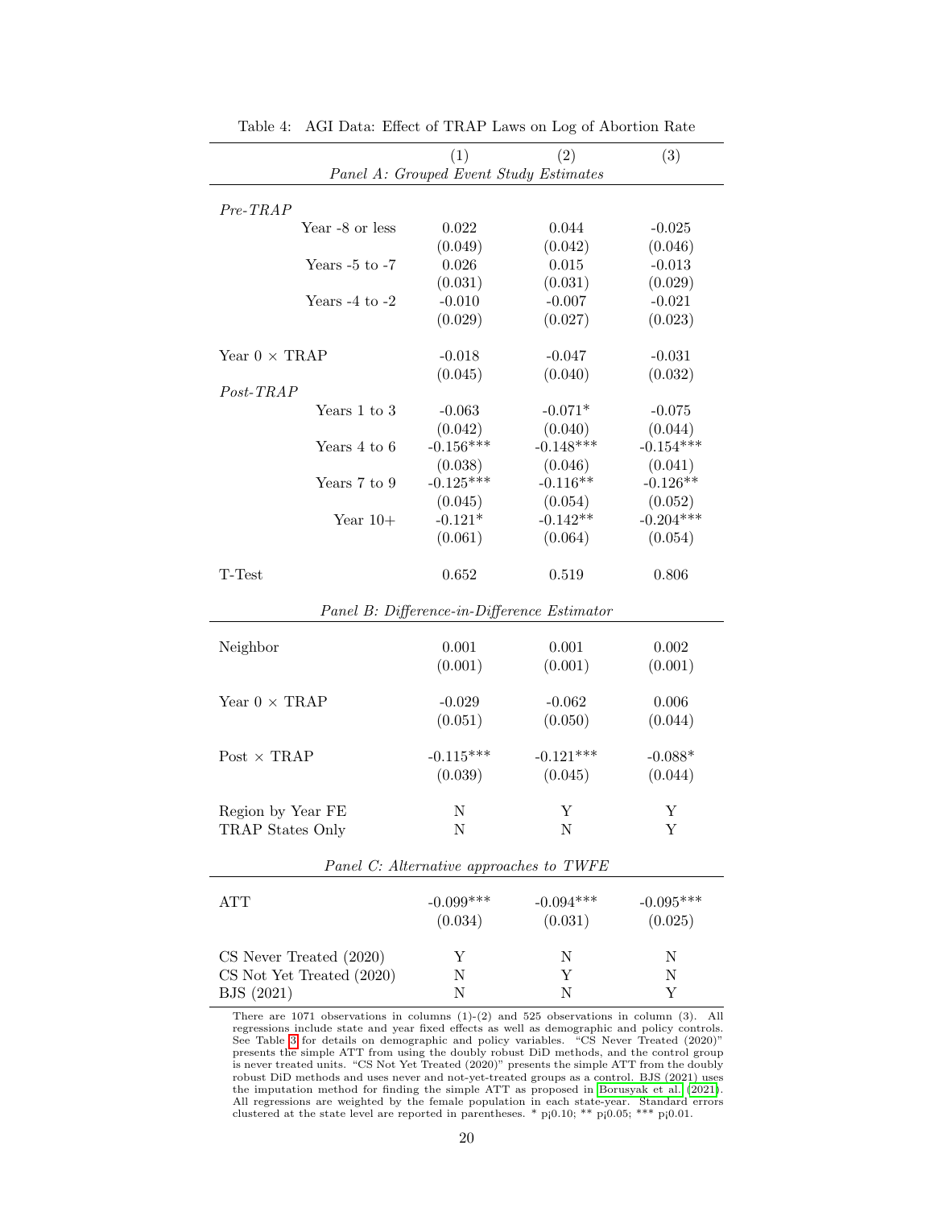Table 4: AGI Data: Effect of TRAP Laws on Log of Abortion Rate

| | (1) | (2) | (3) |
|---|---|---|---|
| *Panel A: Grouped Event Study Estimates* | | | |
| *Pre-TRAP* | | | |
| Year -8 or less | 0.022 | 0.044 | -0.025 |
| | (0.049) | (0.042) | (0.046) |
| Years -5 to -7 | 0.026 | 0.015 | -0.013 |
| | (0.031) | (0.031) | (0.029) |
| Years -4 to -2 | -0.010 | -0.007 | -0.021 |
| | (0.029) | (0.027) | (0.023) |
| Year 0 × TRAP | -0.018 | -0.047 | -0.031 |
| | (0.045) | (0.040) | (0.032) |
| *Post-TRAP* | | | |
| Years 1 to 3 | -0.063 | -0.071* | -0.075 |
| | (0.042) | (0.040) | (0.044) |
| Years 4 to 6 | -0.156*** | -0.148*** | -0.154*** |
| | (0.038) | (0.046) | (0.041) |
| Years 7 to 9 | -0.125*** | -0.116** | -0.126** |
| | (0.045) | (0.054) | (0.052) |
| Year 10+ | -0.121* | -0.142** | -0.204*** |
| | (0.061) | (0.064) | (0.054) |
| T-Test | 0.652 | 0.519 | 0.806 |
| *Panel B: Difference-in-Difference Estimator* | | | |
| Neighbor | 0.001 | 0.001 | 0.002 |
| | (0.001) | (0.001) | (0.001) |
| Year 0 × TRAP | -0.029 | -0.062 | 0.006 |
| | (0.051) | (0.050) | (0.044) |
| Post × TRAP | -0.115*** | -0.121*** | -0.088* |
| | (0.039) | (0.045) | (0.044) |
| Region by Year FE | N | Y | Y |
| TRAP States Only | N | N | Y |
| *Panel C: Alternative approaches to TWFE* | | | |
| ATT | -0.099*** | -0.094*** | -0.095*** |
| | (0.034) | (0.031) | (0.025) |
| CS Never Treated (2020) | Y | N | N |
| CS Not Yet Treated (2020) | N | Y | N |
| BJS (2021) | N | N | Y |

There are 1071 observations in columns (1)-(2) and 525 observations in column (3). All regressions include state and year fixed effects as well as demographic and policy controls. See Table 3 for details on demographic and policy variables. "CS Never Treated (2020)" presents the simple ATT from using the doubly robust DiD methods, and the control group is never treated units. "CS Not Yet Treated (2020)" presents the simple ATT from the doubly robust DiD methods and uses never and not-yet-treated groups as a control. BJS (2021) uses the imputation method for finding the simple ATT as proposed in Borusyak et al. (2021). All regressions are weighted by the female population in each state-year. Standard errors clustered at the state level are reported in parentheses. * p<0.10; ** p<0.05; *** p<0.01.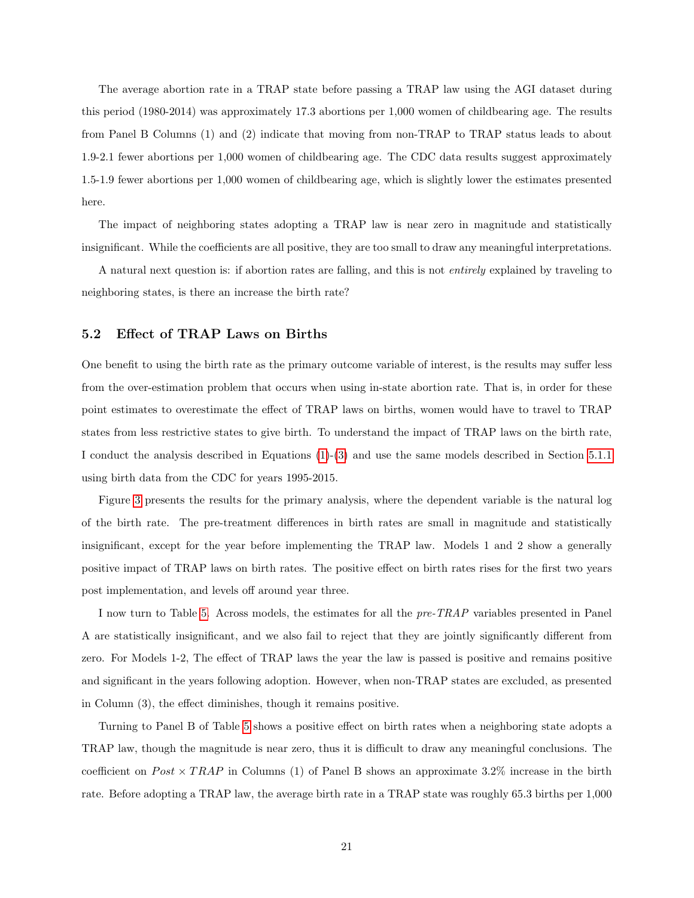The average abortion rate in a TRAP state before passing a TRAP law using the AGI dataset during this period (1980-2014) was approximately 17.3 abortions per 1,000 women of childbearing age. The results from Panel B Columns (1) and (2) indicate that moving from non-TRAP to TRAP status leads to about 1.9-2.1 fewer abortions per 1,000 women of childbearing age. The CDC data results suggest approximately 1.5-1.9 fewer abortions per 1,000 women of childbearing age, which is slightly lower the estimates presented here.

The impact of neighboring states adopting a TRAP law is near zero in magnitude and statistically insignificant. While the coefficients are all positive, they are too small to draw any meaningful interpretations.

A natural next question is: if abortion rates are falling, and this is not *entirely* explained by traveling to neighboring states, is there an increase the birth rate?

### 5.2 Effect of TRAP Laws on Births

One benefit to using the birth rate as the primary outcome variable of interest, is the results may suffer less from the over-estimation problem that occurs when using in-state abortion rate. That is, in order for these point estimates to overestimate the effect of TRAP laws on births, women would have to travel to TRAP states from less restrictive states to give birth. To understand the impact of TRAP laws on the birth rate, I conduct the analysis described in Equations (1)-(3) and use the same models described in Section 5.1.1 using birth data from the CDC for years 1995-2015.

Figure 3 presents the results for the primary analysis, where the dependent variable is the natural log of the birth rate. The pre-treatment differences in birth rates are small in magnitude and statistically insignificant, except for the year before implementing the TRAP law. Models 1 and 2 show a generally positive impact of TRAP laws on birth rates. The positive effect on birth rates rises for the first two years post implementation, and levels off around year three.

I now turn to Table 5. Across models, the estimates for all the *pre-TRAP* variables presented in Panel A are statistically insignificant, and we also fail to reject that they are jointly significantly different from zero. For Models 1-2, The effect of TRAP laws the year the law is passed is positive and remains positive and significant in the years following adoption. However, when non-TRAP states are excluded, as presented in Column (3), the effect diminishes, though it remains positive.

Turning to Panel B of Table 5 shows a positive effect on birth rates when a neighboring state adopts a TRAP law, though the magnitude is near zero, thus it is difficult to draw any meaningful conclusions. The coefficient on $Post \times TRAP$ in Columns (1) of Panel B shows an approximate 3.2% increase in the birth rate. Before adopting a TRAP law, the average birth rate in a TRAP state was roughly 65.3 births per 1,000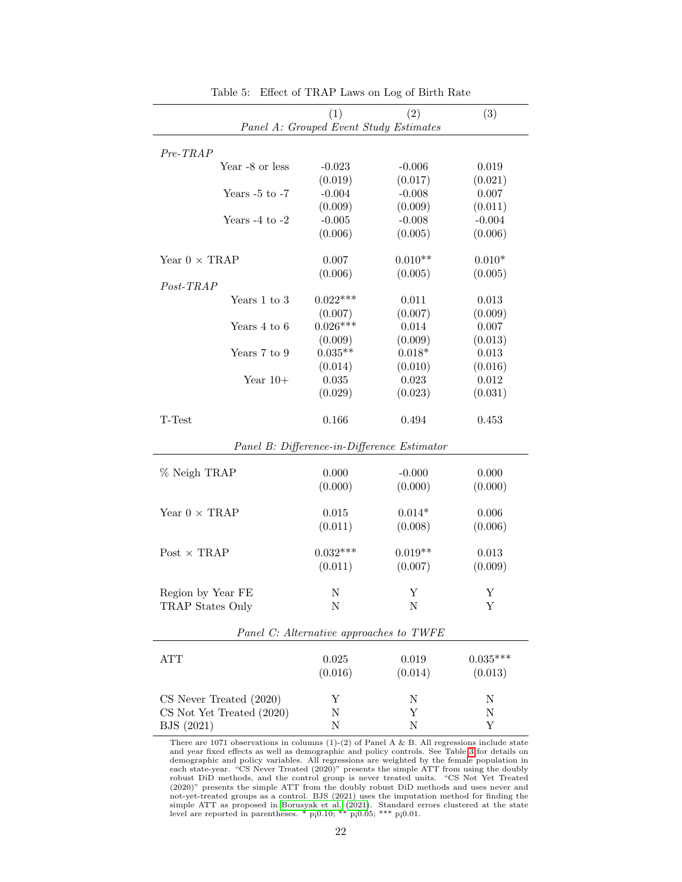Table 5: Effect of TRAP Laws on Log of Birth Rate

| | (1) | (2) | (3) |
|---|---|---|---|
| *Panel A: Grouped Event Study Estimates* | | | |
| *Pre-TRAP* | | | |
| Year -8 or less | -0.023 | -0.006 | 0.019 |
| | (0.019) | (0.017) | (0.021) |
| Years -5 to -7 | -0.004 | -0.008 | 0.007 |
| | (0.009) | (0.009) | (0.011) |
| Years -4 to -2 | -0.005 | -0.008 | -0.004 |
| | (0.006) | (0.005) | (0.006) |
| Year 0 × TRAP | 0.007 | 0.010** | 0.010* |
| | (0.006) | (0.005) | (0.005) |
| *Post-TRAP* | | | |
| Years 1 to 3 | 0.022*** | 0.011 | 0.013 |
| | (0.007) | (0.007) | (0.009) |
| Years 4 to 6 | 0.026*** | 0.014 | 0.007 |
| | (0.009) | (0.009) | (0.013) |
| Years 7 to 9 | 0.035** | 0.018* | 0.013 |
| | (0.014) | (0.010) | (0.016) |
| Year 10+ | 0.035 | 0.023 | 0.012 |
| | (0.029) | (0.023) | (0.031) |
| T-Test | 0.166 | 0.494 | 0.453 |
| *Panel B: Difference-in-Difference Estimator* | | | |
| % Neigh TRAP | 0.000 | -0.000 | 0.000 |
| | (0.000) | (0.000) | (0.000) |
| Year 0 × TRAP | 0.015 | 0.014* | 0.006 |
| | (0.011) | (0.008) | (0.006) |
| Post × TRAP | 0.032*** | 0.019** | 0.013 |
| | (0.011) | (0.007) | (0.009) |
| Region by Year FE | N | Y | Y |
| TRAP States Only | N | N | Y |
| *Panel C: Alternative approaches to TWFE* | | | |
| ATT | 0.025 | 0.019 | 0.035*** |
| | (0.016) | (0.014) | (0.013) |
| CS Never Treated (2020) | Y | N | N |
| CS Not Yet Treated (2020) | N | Y | N |
| BJS (2021) | N | N | Y |

There are 1071 observations in columns (1)-(2) of Panel A & B. All regressions include state and year fixed effects as well as demographic and policy controls. See Table 3 for details on demographic and policy variables. All regressions are weighted by the female population in each state-year. "CS Never Treated (2020)" presents the simple ATT from using the doubly robust DiD methods, and the control group is never treated units. "CS Not Yet Treated (2020)" presents the simple ATT from the doubly robust DiD methods and uses never and not-yet-treated groups as a control. BJS (2021) uses the imputation method for finding the simple ATT as proposed in Borusyak et al. (2021). Standard errors clustered at the state level are reported in parentheses. * p¡0.10; ** p¡0.05; *** p¡0.01.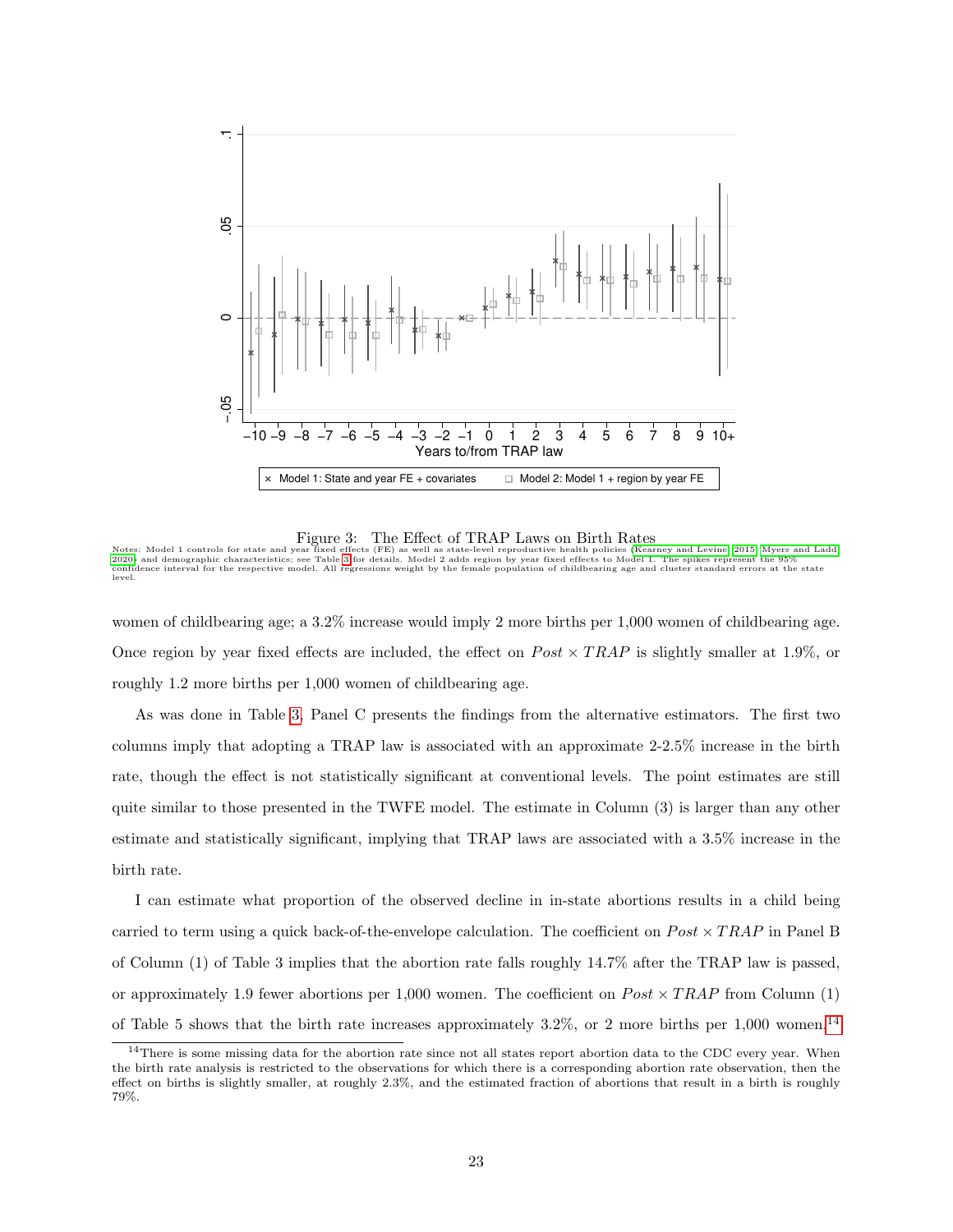Figure 3: The Effect of TRAP Laws on Birth Rates

Notes: Model 1 controls for state and year fixed effects (FE) as well as state-level reproductive health policies (Kearney and Levine, 2015; Myers and Ladd, 2020) and demographic characteristics; see Table 3 for details. Model 2 adds region by year fixed effects to Model 1. The spikes represent the 95% confidence interval for the respective model. All regressions weight by the female population of childbearing age and cluster standard errors at the state level.

women of childbearing age; a 3.2% increase would imply 2 more births per 1,000 women of childbearing age. Once region by year fixed effects are included, the effect on $Post \times TRAP$ is slightly smaller at 1.9%, or roughly 1.2 more births per 1,000 women of childbearing age.

As was done in Table 3, Panel C presents the findings from the alternative estimators. The first two columns imply that adopting a TRAP law is associated with an approximate 2-2.5% increase in the birth rate, though the effect is not statistically significant at conventional levels. The point estimates are still quite similar to those presented in the TWFE model. The estimate in Column (3) is larger than any other estimate and statistically significant, implying that TRAP laws are associated with a 3.5% increase in the birth rate.

I can estimate what proportion of the observed decline in in-state abortions results in a child being carried to term using a quick back-of-the-envelope calculation. The coefficient on $Post \times TRAP$ in Panel B of Column (1) of Table 3 implies that the abortion rate falls roughly 14.7% after the TRAP law is passed, or approximately 1.9 fewer abortions per 1,000 women. The coefficient on $Post \times TRAP$ from Column (1) of Table 5 shows that the birth rate increases approximately 3.2%, or 2 more births per 1,000 women.[14]

[14] There is some missing data for the abortion rate since not all states report abortion data to the CDC every year. When the birth rate analysis is restricted to the observations for which there is a corresponding abortion rate observation, then the effect on births is slightly smaller, at roughly 2.3%, and the estimated fraction of abortions that result in a birth is roughly 79%.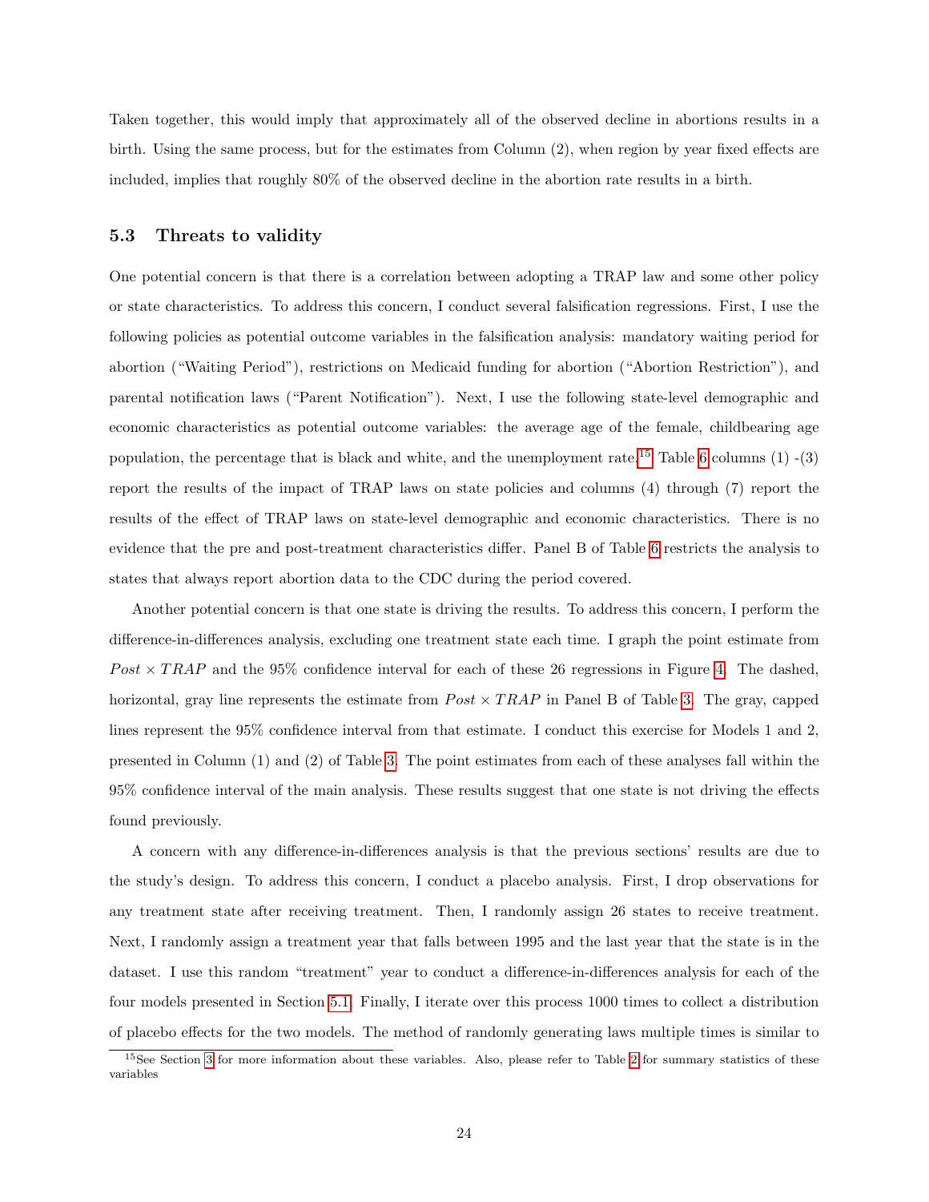Taken together, this would imply that approximately all of the observed decline in abortions results in a birth. Using the same process, but for the estimates from Column (2), when region by year fixed effects are included, implies that roughly 80% of the observed decline in the abortion rate results in a birth.

### 5.3 Threats to validity

One potential concern is that there is a correlation between adopting a TRAP law and some other policy or state characteristics. To address this concern, I conduct several falsification regressions. First, I use the following policies as potential outcome variables in the falsification analysis: mandatory waiting period for abortion ("Waiting Period"), restrictions on Medicaid funding for abortion ("Abortion Restriction"), and parental notification laws ("Parent Notification"). Next, I use the following state-level demographic and economic characteristics as potential outcome variables: the average age of the female, childbearing age population, the percentage that is black and white, and the unemployment rate.[15] Table 6 columns (1) -(3) report the results of the impact of TRAP laws on state policies and columns (4) through (7) report the results of the effect of TRAP laws on state-level demographic and economic characteristics. There is no evidence that the pre and post-treatment characteristics differ. Panel B of Table 6 restricts the analysis to states that always report abortion data to the CDC during the period covered.

Another potential concern is that one state is driving the results. To address this concern, I perform the difference-in-differences analysis, excluding one treatment state each time. I graph the point estimate from $Post \times TRAP$ and the 95% confidence interval for each of these 26 regressions in Figure 4. The dashed, horizontal, gray line represents the estimate from $Post \times TRAP$ in Panel B of Table 3. The gray, capped lines represent the 95% confidence interval from that estimate. I conduct this exercise for Models 1 and 2, presented in Column (1) and (2) of Table 3. The point estimates from each of these analyses fall within the 95% confidence interval of the main analysis. These results suggest that one state is not driving the effects found previously.

A concern with any difference-in-differences analysis is that the previous sections' results are due to the study's design. To address this concern, I conduct a placebo analysis. First, I drop observations for any treatment state after receiving treatment. Then, I randomly assign 26 states to receive treatment. Next, I randomly assign a treatment year that falls between 1995 and the last year that the state is in the dataset. I use this random "treatment" year to conduct a difference-in-differences analysis for each of the four models presented in Section 5.1. Finally, I iterate over this process 1000 times to collect a distribution of placebo effects for the two models. The method of randomly generating laws multiple times is similar to

[15] See Section 3 for more information about these variables. Also, please refer to Table 2 for summary statistics of these variables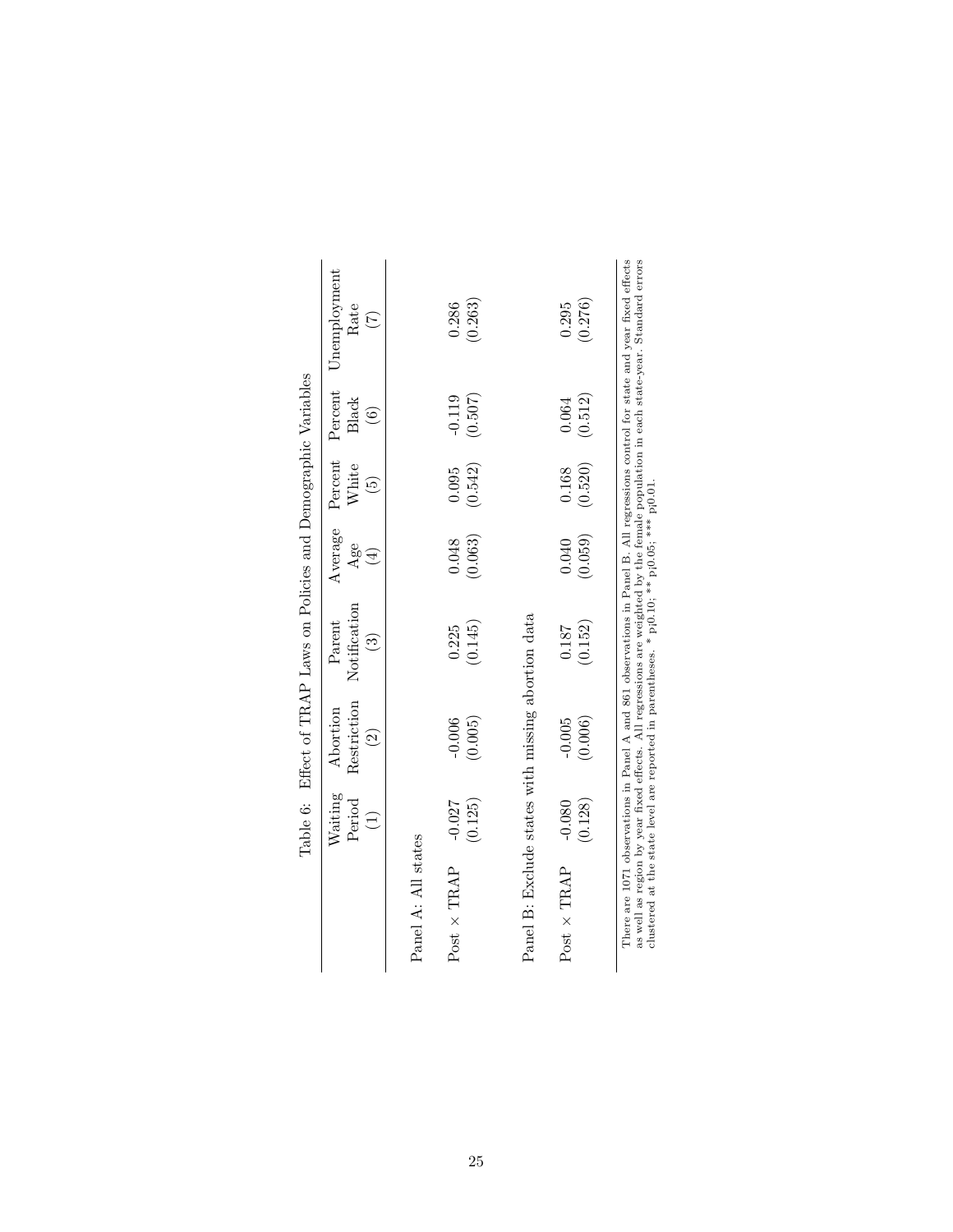Table 6: Effect of TRAP Laws on Policies and Demographic Variables

| | Waiting Period (1) | Abortion Restriction (2) | Parent Notification (3) | Average Age (4) | Percent White (5) | Percent Black (6) | Unemployment Rate (7) |
|---|---|---|---|---|---|---|---|
| Panel A: All states | | | | | | | |
| Post × TRAP | -0.027 | -0.006 | 0.225 | 0.048 | 0.095 | -0.119 | 0.286 |
| | (0.125) | (0.005) | (0.145) | (0.063) | (0.542) | (0.507) | (0.263) |
| Panel B: Exclude states with missing abortion data | | | | | | | |
| Post × TRAP | -0.080 | -0.005 | 0.187 | 0.040 | 0.168 | 0.064 | 0.295 |
| | (0.128) | (0.006) | (0.152) | (0.059) | (0.520) | (0.512) | (0.276) |

There are 1071 observations in Panel A and 861 observations in Panel B. All regressions control for state and year fixed effects as well as region by year fixed effects. All regressions are weighted by the female population in each state-year. Standard errors clustered at the state level are reported in parentheses. * p¡0.10; ** p¡0.05; *** p¡0.01.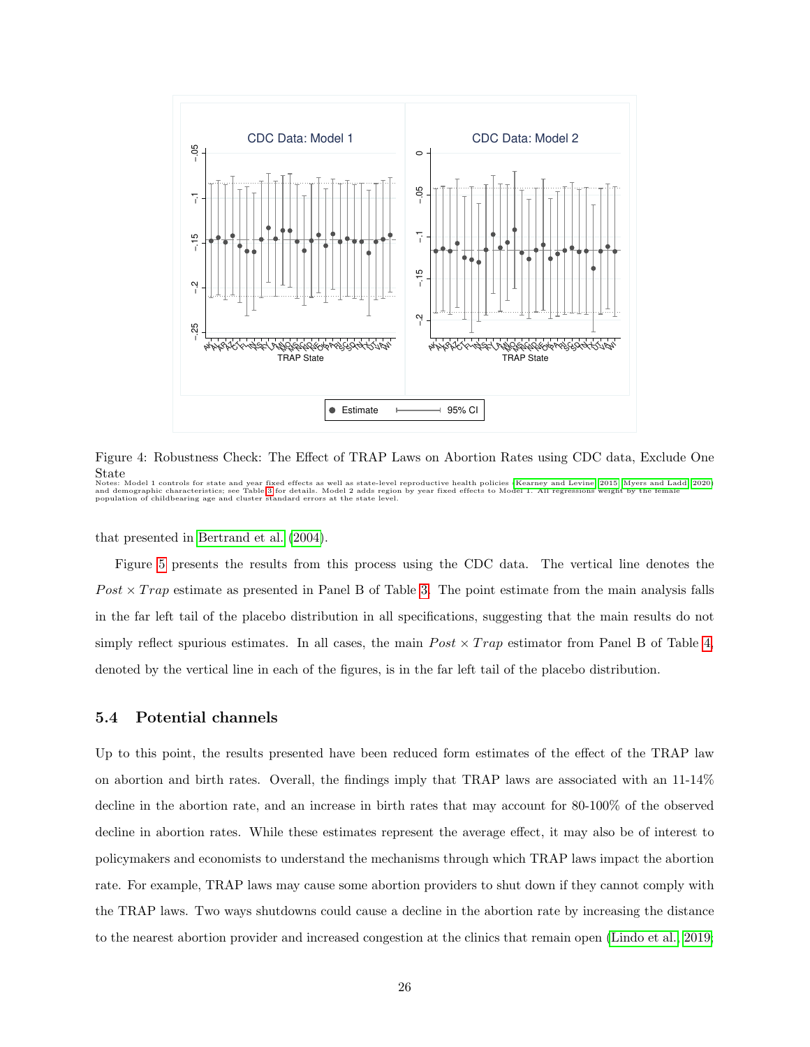Figure 4: Robustness Check: The Effect of TRAP Laws on Abortion Rates using CDC data, Exclude One State

Notes: Model 1 controls for state and year fixed effects as well as state-level reproductive health policies (Kearney and Levine, 2015; Myers and Ladd, 2020) and demographic characteristics; see Table 3 for details. Model 2 adds region by year fixed effects to Model 1. All regressions weight by the female population of childbearing age and cluster standard errors at the state level.

that presented in Bertrand et al. (2004).

Figure 5 presents the results from this process using the CDC data. The vertical line denotes the $Post \times Trap$ estimate as presented in Panel B of Table 3. The point estimate from the main analysis falls in the far left tail of the placebo distribution in all specifications, suggesting that the main results do not simply reflect spurious estimates. In all cases, the main $Post \times Trap$ estimator from Panel B of Table 4, denoted by the vertical line in each of the figures, is in the far left tail of the placebo distribution.

### 5.4 Potential channels

Up to this point, the results presented have been reduced form estimates of the effect of the TRAP law on abortion and birth rates. Overall, the findings imply that TRAP laws are associated with an 11-14% decline in the abortion rate, and an increase in birth rates that may account for 80-100% of the observed decline in abortion rates. While these estimates represent the average effect, it may also be of interest to policymakers and economists to understand the mechanisms through which TRAP laws impact the abortion rate. For example, TRAP laws may cause some abortion providers to shut down if they cannot comply with the TRAP laws. Two ways shutdowns could cause a decline in the abortion rate by increasing the distance to the nearest abortion provider and increased congestion at the clinics that remain open (Lindo et al., 2019;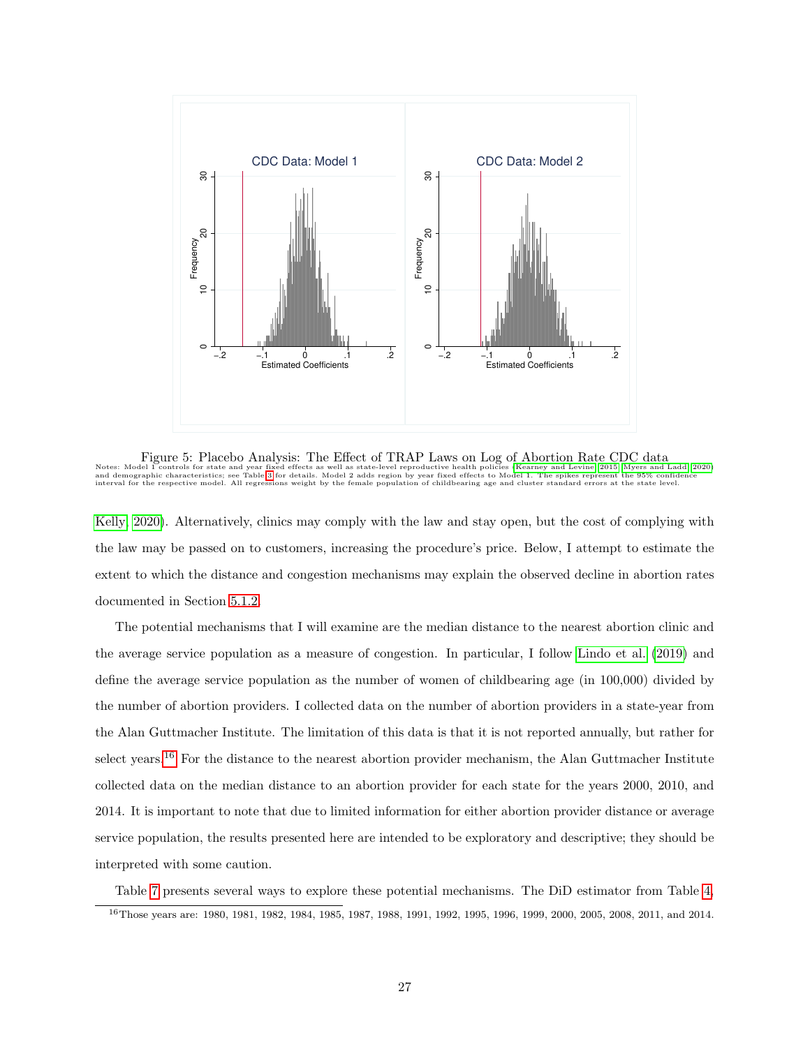Figure 5: Placebo Analysis: The Effect of TRAP Laws on Log of Abortion Rate CDC data

Notes: Model 1 controls for state and year fixed effects as well as state-level reproductive health policies (Kearney and Levine 2015; Myers and Ladd 2020) and demographic characteristics; see Table 3 for details. Model 2 adds region by year fixed effects to Model 1. The spikes represent the 95% confidence interval for the respective model. All regressions weight by the female population of childbearing age and cluster standard errors at the state level.

Kelly 2020). Alternatively, clinics may comply with the law and stay open, but the cost of complying with the law may be passed on to customers, increasing the procedure's price. Below, I attempt to estimate the extent to which the distance and congestion mechanisms may explain the observed decline in abortion rates documented in Section 5.1.2.

The potential mechanisms that I will examine are the median distance to the nearest abortion clinic and the average service population as a measure of congestion. In particular, I follow Lindo et al. (2019) and define the average service population as the number of women of childbearing age (in 100,000) divided by the number of abortion providers. I collected data on the number of abortion providers in a state-year from the Alan Guttmacher Institute. The limitation of this data is that it is not reported annually, but rather for select years.[16] For the distance to the nearest abortion provider mechanism, the Alan Guttmacher Institute collected data on the median distance to an abortion provider for each state for the years 2000, 2010, and 2014. It is important to note that due to limited information for either abortion provider distance or average service population, the results presented here are intended to be exploratory and descriptive; they should be interpreted with some caution.

Table 7 presents several ways to explore these potential mechanisms. The DiD estimator from Table 4,

[16] Those years are: 1980, 1981, 1982, 1984, 1985, 1987, 1988, 1991, 1992, 1995, 1996, 1999, 2000, 2005, 2008, 2011, and 2014.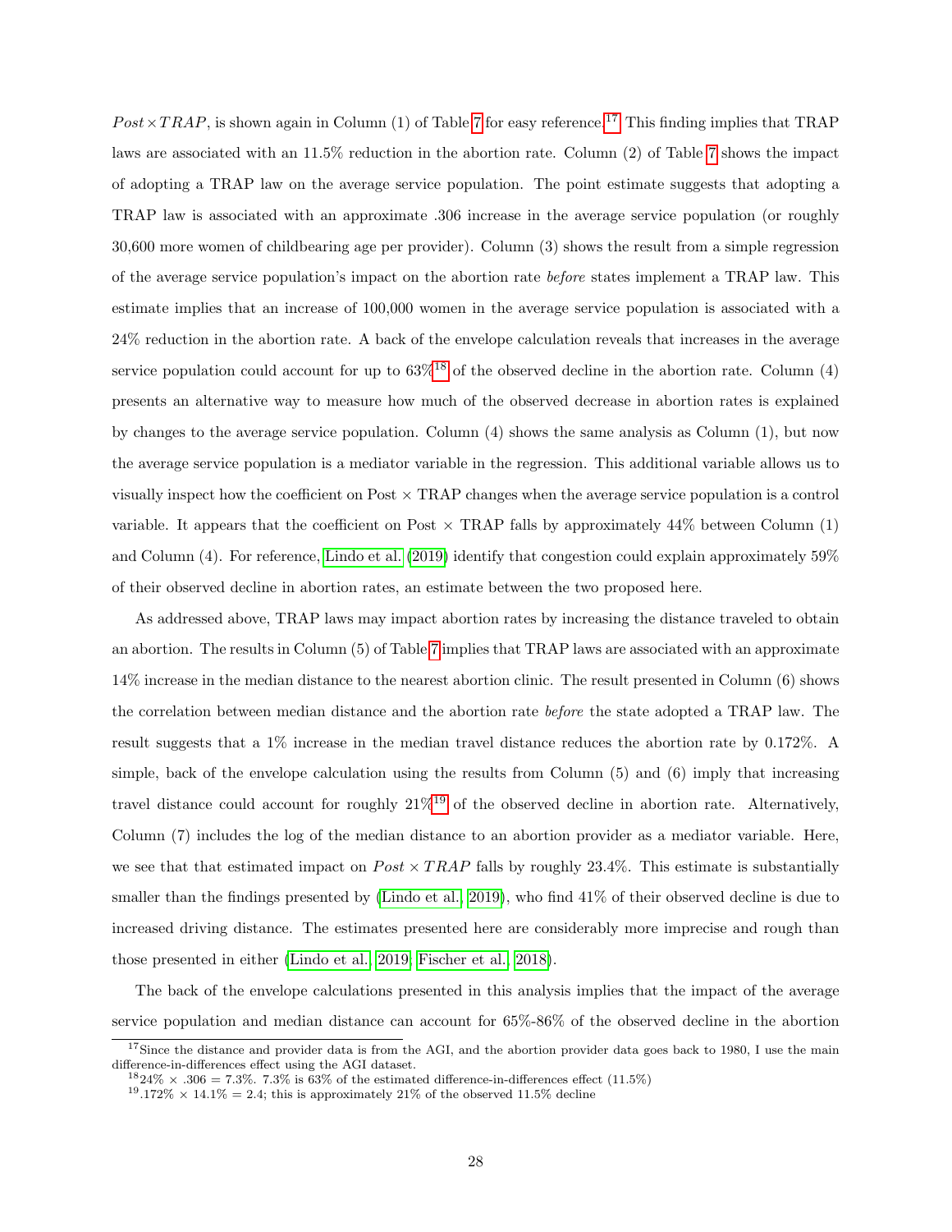$Post \times TRAP$, is shown again in Column (1) of Table 7 for easy reference.[17] This finding implies that TRAP laws are associated with an 11.5% reduction in the abortion rate. Column (2) of Table 7 shows the impact of adopting a TRAP law on the average service population. The point estimate suggests that adopting a TRAP law is associated with an approximate .306 increase in the average service population (or roughly 30,600 more women of childbearing age per provider). Column (3) shows the result from a simple regression of the average service population's impact on the abortion rate *before* states implement a TRAP law. This estimate implies that an increase of 100,000 women in the average service population is associated with a 24% reduction in the abortion rate. A back of the envelope calculation reveals that increases in the average service population could account for up to 63%[18] of the observed decline in the abortion rate. Column (4) presents an alternative way to measure how much of the observed decrease in abortion rates is explained by changes to the average service population. Column (4) shows the same analysis as Column (1), but now the average service population is a mediator variable in the regression. This additional variable allows us to visually inspect how the coefficient on Post × TRAP changes when the average service population is a control variable. It appears that the coefficient on Post × TRAP falls by approximately 44% between Column (1) and Column (4). For reference, Lindo et al. (2019) identify that congestion could explain approximately 59% of their observed decline in abortion rates, an estimate between the two proposed here.

As addressed above, TRAP laws may impact abortion rates by increasing the distance traveled to obtain an abortion. The results in Column (5) of Table 7 implies that TRAP laws are associated with an approximate 14% increase in the median distance to the nearest abortion clinic. The result presented in Column (6) shows the correlation between median distance and the abortion rate *before* the state adopted a TRAP law. The result suggests that a 1% increase in the median travel distance reduces the abortion rate by 0.172%. A simple, back of the envelope calculation using the results from Column (5) and (6) imply that increasing travel distance could account for roughly 21%[19] of the observed decline in abortion rate. Alternatively, Column (7) includes the log of the median distance to an abortion provider as a mediator variable. Here, we see that that estimated impact on $Post \times TRAP$ falls by roughly 23.4%. This estimate is substantially smaller than the findings presented by (Lindo et al., 2019), who find 41% of their observed decline is due to increased driving distance. The estimates presented here are considerably more imprecise and rough than those presented in either (Lindo et al., 2019; Fischer et al., 2018).

The back of the envelope calculations presented in this analysis implies that the impact of the average service population and median distance can account for 65%-86% of the observed decline in the abortion

[17] Since the distance and provider data is from the AGI, and the abortion provider data goes back to 1980, I use the main difference-in-differences effect using the AGI dataset.

[18] 24% × .306 = 7.3%. 7.3% is 63% of the estimated difference-in-differences effect (11.5%)

[19] .172% × 14.1% = 2.4; this is approximately 21% of the observed 11.5% decline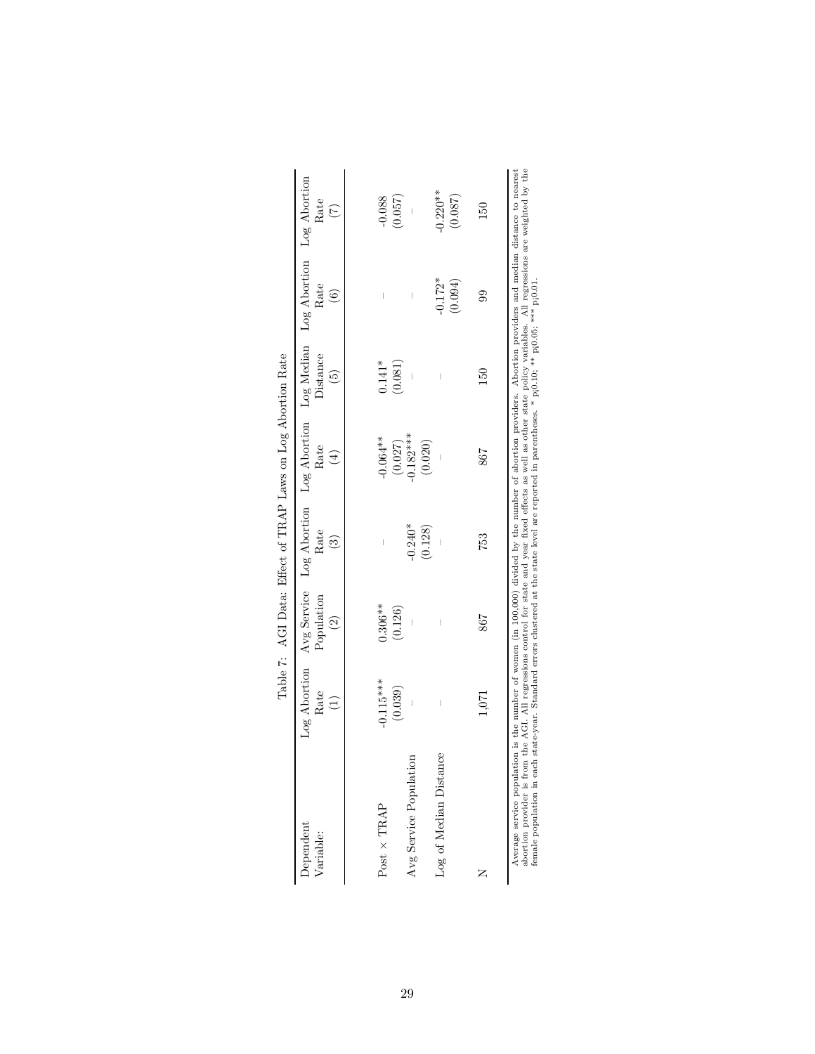Table 7: AGI Data: Effect of TRAP Laws on Log Abortion Rate

| Dependent Variable: | Log Abortion Rate (1) | Avg Service Population (2) | Log Abortion Rate (3) | Log Abortion Rate (4) | Log Median Distance (5) | Log Abortion Rate (6) | Log Abortion Rate (7) |
|---|---|---|---|---|---|---|---|
| Post × TRAP | -0.115*** | 0.306** | – | -0.064** | 0.141* | – | -0.088 |
| | (0.039) | (0.126) | | (0.027) | (0.081) | | (0.057) |
| Avg Service Population | – | – | -0.240* | -0.182*** | – | – | – |
| | | | (0.128) | (0.020) | | | |
| Log of Median Distance | – | – | – | – | – | -0.172* | -0.220** |
| | | | | | | (0.094) | (0.087) |
| N | 1,071 | 867 | 753 | 867 | 150 | 99 | 150 |

Average service population is the number of women (in 100,000) divided by the number of abortion providers. Abortion providers and median distance to nearest abortion provider is from the AGI. All regressions control for state and year fixed effects as well as other state policy variables. All regressions are weighted by the female population in each state-year. Standard errors clustered at the state level are reported in parentheses. * p<0.10; ** p<0.05; *** p<0.01.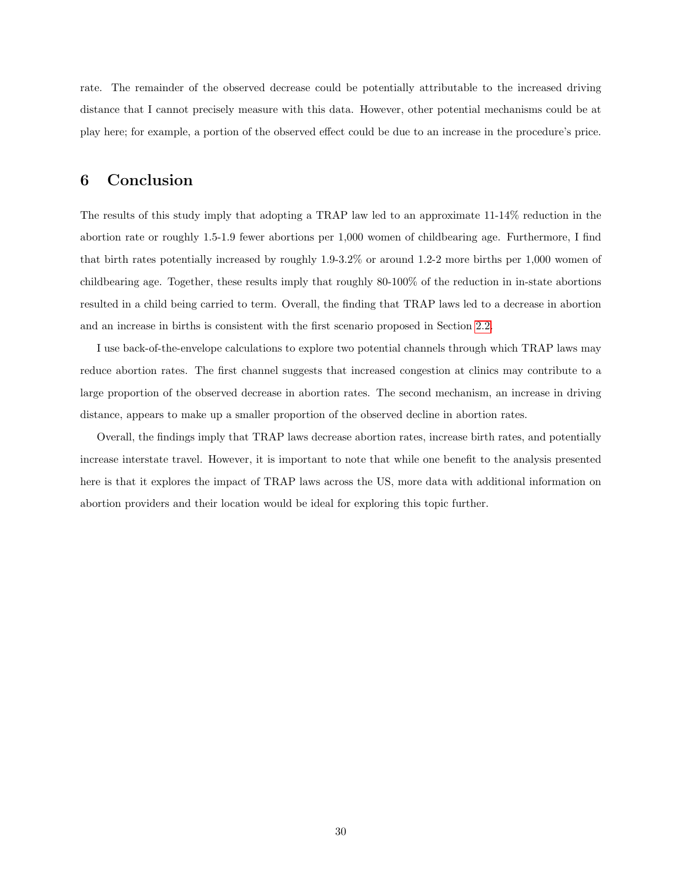rate. The remainder of the observed decrease could be potentially attributable to the increased driving distance that I cannot precisely measure with this data. However, other potential mechanisms could be at play here; for example, a portion of the observed effect could be due to an increase in the procedure's price.

## 6 Conclusion

The results of this study imply that adopting a TRAP law led to an approximate 11-14% reduction in the abortion rate or roughly 1.5-1.9 fewer abortions per 1,000 women of childbearing age. Furthermore, I find that birth rates potentially increased by roughly 1.9-3.2% or around 1.2-2 more births per 1,000 women of childbearing age. Together, these results imply that roughly 80-100% of the reduction in in-state abortions resulted in a child being carried to term. Overall, the finding that TRAP laws led to a decrease in abortion and an increase in births is consistent with the first scenario proposed in Section 2.2.

I use back-of-the-envelope calculations to explore two potential channels through which TRAP laws may reduce abortion rates. The first channel suggests that increased congestion at clinics may contribute to a large proportion of the observed decrease in abortion rates. The second mechanism, an increase in driving distance, appears to make up a smaller proportion of the observed decline in abortion rates.

Overall, the findings imply that TRAP laws decrease abortion rates, increase birth rates, and potentially increase interstate travel. However, it is important to note that while one benefit to the analysis presented here is that it explores the impact of TRAP laws across the US, more data with additional information on abortion providers and their location would be ideal for exploring this topic further.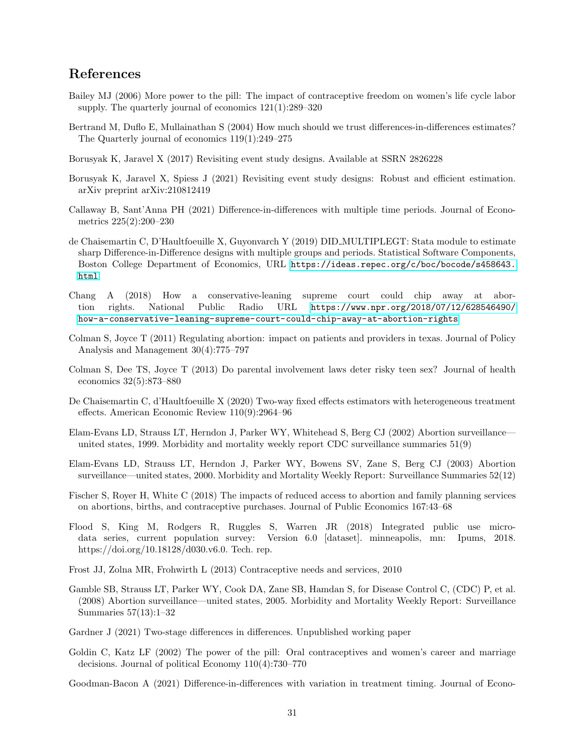## References

Bailey MJ (2006) More power to the pill: The impact of contraceptive freedom on women's life cycle labor supply. The quarterly journal of economics 121(1):289–320

Bertrand M, Duflo E, Mullainathan S (2004) How much should we trust differences-in-differences estimates? The Quarterly journal of economics 119(1):249–275

Borusyak K, Jaravel X (2017) Revisiting event study designs. Available at SSRN 2826228

Borusyak K, Jaravel X, Spiess J (2021) Revisiting event study designs: Robust and efficient estimation. arXiv preprint arXiv:210812419

Callaway B, Sant'Anna PH (2021) Difference-in-differences with multiple time periods. Journal of Econometrics 225(2):200–230

de Chaisemartin C, D'Haultfoeuille X, Guyonvarch Y (2019) DID_MULTIPLEGT: Stata module to estimate sharp Difference-in-Difference designs with multiple groups and periods. Statistical Software Components, Boston College Department of Economics, URL https://ideas.repec.org/c/boc/bocode/s458643.html

Chang A (2018) How a conservative-leaning supreme court could chip away at abortion rights. National Public Radio URL https://www.npr.org/2018/07/12/628546490/how-a-conservative-leaning-supreme-court-could-chip-away-at-abortion-rights

Colman S, Joyce T (2011) Regulating abortion: impact on patients and providers in texas. Journal of Policy Analysis and Management 30(4):775–797

Colman S, Dee TS, Joyce T (2013) Do parental involvement laws deter risky teen sex? Journal of health economics 32(5):873–880

De Chaisemartin C, d'Haultfoeuille X (2020) Two-way fixed effects estimators with heterogeneous treatment effects. American Economic Review 110(9):2964–96

Elam-Evans LD, Strauss LT, Herndon J, Parker WY, Whitehead S, Berg CJ (2002) Abortion surveillance—united states, 1999. Morbidity and mortality weekly report CDC surveillance summaries 51(9)

Elam-Evans LD, Strauss LT, Herndon J, Parker WY, Bowens SV, Zane S, Berg CJ (2003) Abortion surveillance—united states, 2000. Morbidity and Mortality Weekly Report: Surveillance Summaries 52(12)

Fischer S, Royer H, White C (2018) The impacts of reduced access to abortion and family planning services on abortions, births, and contraceptive purchases. Journal of Public Economics 167:43–68

Flood S, King M, Rodgers R, Ruggles S, Warren JR (2018) Integrated public use microdata series, current population survey: Version 6.0 [dataset]. minneapolis, mn: Ipums, 2018. https://doi.org/10.18128/d030.v6.0. Tech. rep.

Frost JJ, Zolna MR, Frohwirth L (2013) Contraceptive needs and services, 2010

Gamble SB, Strauss LT, Parker WY, Cook DA, Zane SB, Hamdan S, for Disease Control C, (CDC) P, et al. (2008) Abortion surveillance—united states, 2005. Morbidity and Mortality Weekly Report: Surveillance Summaries 57(13):1–32

Gardner J (2021) Two-stage differences in differences. Unpublished working paper

Goldin C, Katz LF (2002) The power of the pill: Oral contraceptives and women's career and marriage decisions. Journal of political Economy 110(4):730–770

Goodman-Bacon A (2021) Difference-in-differences with variation in treatment timing. Journal of Econo-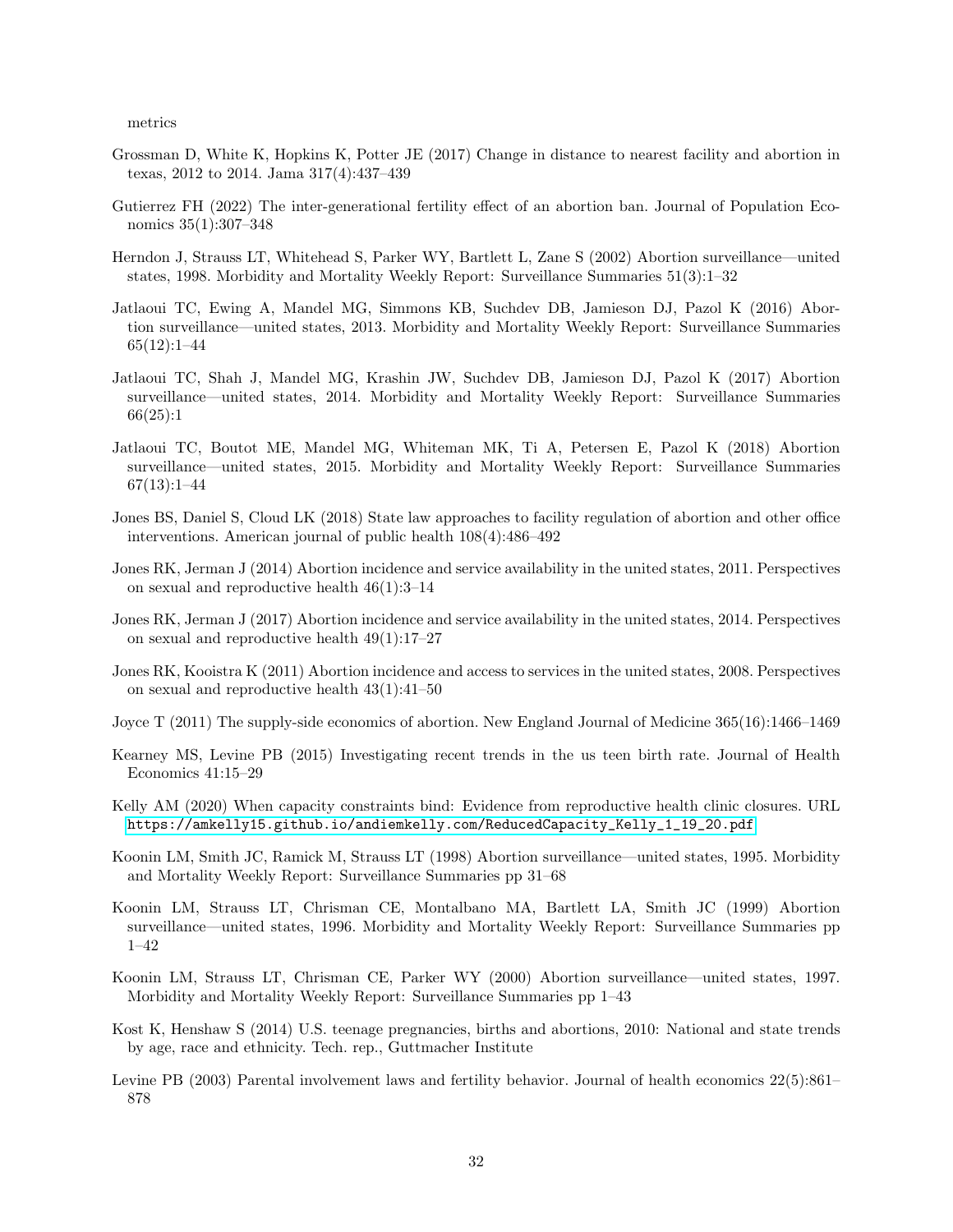metrics

Grossman D, White K, Hopkins K, Potter JE (2017) Change in distance to nearest facility and abortion in texas, 2012 to 2014. Jama 317(4):437–439

Gutierrez FH (2022) The inter-generational fertility effect of an abortion ban. Journal of Population Economics 35(1):307–348

Herndon J, Strauss LT, Whitehead S, Parker WY, Bartlett L, Zane S (2002) Abortion surveillance—united states, 1998. Morbidity and Mortality Weekly Report: Surveillance Summaries 51(3):1–32

Jatlaoui TC, Ewing A, Mandel MG, Simmons KB, Suchdev DB, Jamieson DJ, Pazol K (2016) Abortion surveillance—united states, 2013. Morbidity and Mortality Weekly Report: Surveillance Summaries 65(12):1–44

Jatlaoui TC, Shah J, Mandel MG, Krashin JW, Suchdev DB, Jamieson DJ, Pazol K (2017) Abortion surveillance—united states, 2014. Morbidity and Mortality Weekly Report: Surveillance Summaries 66(25):1

Jatlaoui TC, Boutot ME, Mandel MG, Whiteman MK, Ti A, Petersen E, Pazol K (2018) Abortion surveillance—united states, 2015. Morbidity and Mortality Weekly Report: Surveillance Summaries 67(13):1–44

Jones BS, Daniel S, Cloud LK (2018) State law approaches to facility regulation of abortion and other office interventions. American journal of public health 108(4):486–492

Jones RK, Jerman J (2014) Abortion incidence and service availability in the united states, 2011. Perspectives on sexual and reproductive health 46(1):3–14

Jones RK, Jerman J (2017) Abortion incidence and service availability in the united states, 2014. Perspectives on sexual and reproductive health 49(1):17–27

Jones RK, Kooistra K (2011) Abortion incidence and access to services in the united states, 2008. Perspectives on sexual and reproductive health 43(1):41–50

Joyce T (2011) The supply-side economics of abortion. New England Journal of Medicine 365(16):1466–1469

Kearney MS, Levine PB (2015) Investigating recent trends in the us teen birth rate. Journal of Health Economics 41:15–29

Kelly AM (2020) When capacity constraints bind: Evidence from reproductive health clinic closures. URL https://amkelly15.github.io/andiemkelly.com/ReducedCapacity_Kelly_1_19_20.pdf

Koonin LM, Smith JC, Ramick M, Strauss LT (1998) Abortion surveillance—united states, 1995. Morbidity and Mortality Weekly Report: Surveillance Summaries pp 31–68

Koonin LM, Strauss LT, Chrisman CE, Montalbano MA, Bartlett LA, Smith JC (1999) Abortion surveillance—united states, 1996. Morbidity and Mortality Weekly Report: Surveillance Summaries pp 1–42

Koonin LM, Strauss LT, Chrisman CE, Parker WY (2000) Abortion surveillance—united states, 1997. Morbidity and Mortality Weekly Report: Surveillance Summaries pp 1–43

Kost K, Henshaw S (2014) U.S. teenage pregnancies, births and abortions, 2010: National and state trends by age, race and ethnicity. Tech. rep., Guttmacher Institute

Levine PB (2003) Parental involvement laws and fertility behavior. Journal of health economics 22(5):861–878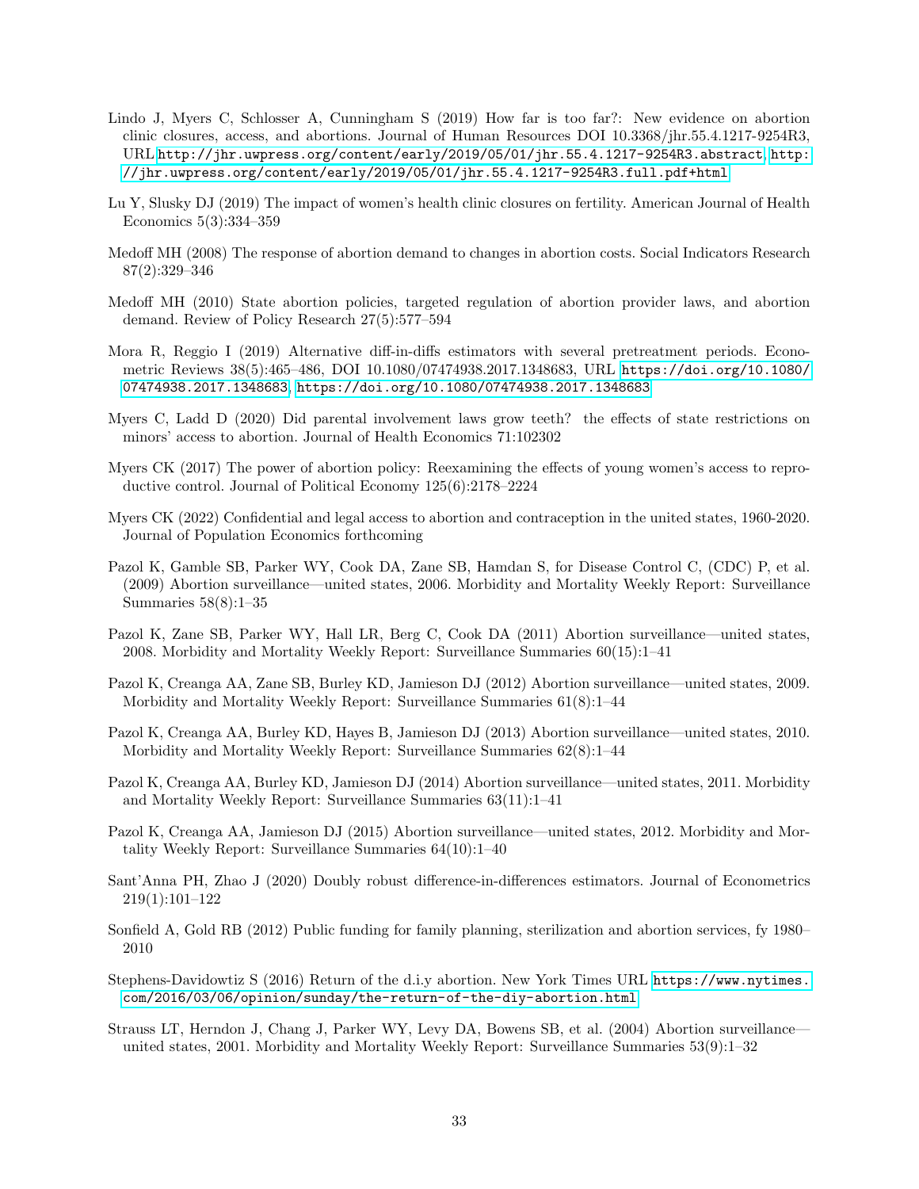Lindo J, Myers C, Schlosser A, Cunningham S (2019) How far is too far?: New evidence on abortion clinic closures, access, and abortions. Journal of Human Resources DOI 10.3368/jhr.55.4.1217-9254R3, URL http://jhr.uwpress.org/content/early/2019/05/01/jhr.55.4.1217-9254R3.abstract, http://jhr.uwpress.org/content/early/2019/05/01/jhr.55.4.1217-9254R3.full.pdf+html

Lu Y, Slusky DJ (2019) The impact of women's health clinic closures on fertility. American Journal of Health Economics 5(3):334–359

Medoff MH (2008) The response of abortion demand to changes in abortion costs. Social Indicators Research 87(2):329–346

Medoff MH (2010) State abortion policies, targeted regulation of abortion provider laws, and abortion demand. Review of Policy Research 27(5):577–594

Mora R, Reggio I (2019) Alternative diff-in-diffs estimators with several pretreatment periods. Econometric Reviews 38(5):465–486, DOI 10.1080/07474938.2017.1348683, URL https://doi.org/10.1080/07474938.2017.1348683, https://doi.org/10.1080/07474938.2017.1348683

Myers C, Ladd D (2020) Did parental involvement laws grow teeth? the effects of state restrictions on minors' access to abortion. Journal of Health Economics 71:102302

Myers CK (2017) The power of abortion policy: Reexamining the effects of young women's access to reproductive control. Journal of Political Economy 125(6):2178–2224

Myers CK (2022) Confidential and legal access to abortion and contraception in the united states, 1960-2020. Journal of Population Economics forthcoming

Pazol K, Gamble SB, Parker WY, Cook DA, Zane SB, Hamdan S, for Disease Control C, (CDC) P, et al. (2009) Abortion surveillance—united states, 2006. Morbidity and Mortality Weekly Report: Surveillance Summaries 58(8):1–35

Pazol K, Zane SB, Parker WY, Hall LR, Berg C, Cook DA (2011) Abortion surveillance—united states, 2008. Morbidity and Mortality Weekly Report: Surveillance Summaries 60(15):1–41

Pazol K, Creanga AA, Zane SB, Burley KD, Jamieson DJ (2012) Abortion surveillance—united states, 2009. Morbidity and Mortality Weekly Report: Surveillance Summaries 61(8):1–44

Pazol K, Creanga AA, Burley KD, Hayes B, Jamieson DJ (2013) Abortion surveillance—united states, 2010. Morbidity and Mortality Weekly Report: Surveillance Summaries 62(8):1–44

Pazol K, Creanga AA, Burley KD, Jamieson DJ (2014) Abortion surveillance—united states, 2011. Morbidity and Mortality Weekly Report: Surveillance Summaries 63(11):1–41

Pazol K, Creanga AA, Jamieson DJ (2015) Abortion surveillance—united states, 2012. Morbidity and Mortality Weekly Report: Surveillance Summaries 64(10):1–40

Sant'Anna PH, Zhao J (2020) Doubly robust difference-in-differences estimators. Journal of Econometrics 219(1):101–122

Sonfield A, Gold RB (2012) Public funding for family planning, sterilization and abortion services, fy 1980–2010

Stephens-Davidowtiz S (2016) Return of the d.i.y abortion. New York Times URL https://www.nytimes.com/2016/03/06/opinion/sunday/the-return-of-the-diy-abortion.html

Strauss LT, Herndon J, Chang J, Parker WY, Levy DA, Bowens SB, et al. (2004) Abortion surveillance—united states, 2001. Morbidity and Mortality Weekly Report: Surveillance Summaries 53(9):1–32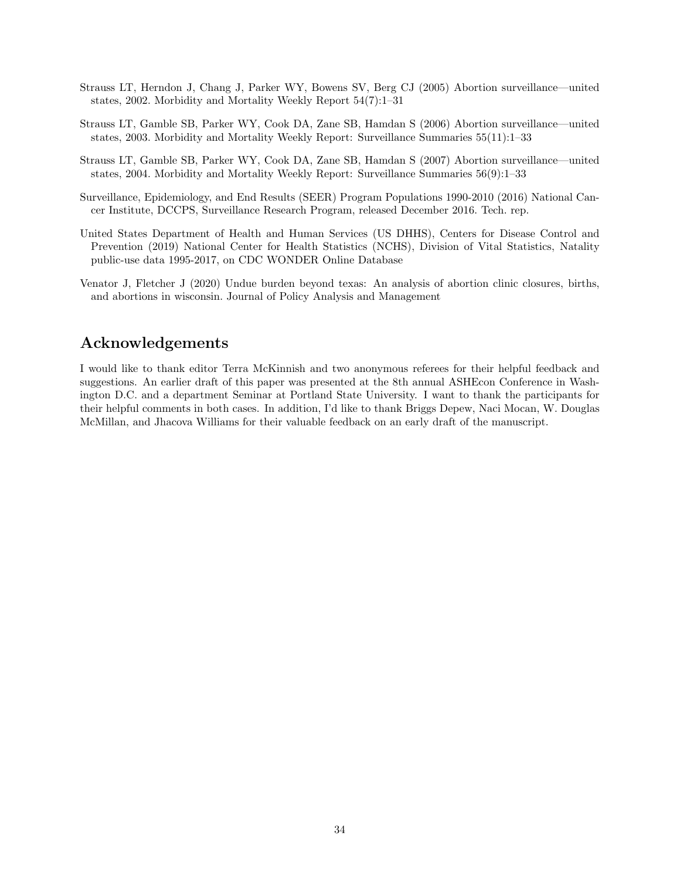Strauss LT, Herndon J, Chang J, Parker WY, Bowens SV, Berg CJ (2005) Abortion surveillance—united states, 2002. Morbidity and Mortality Weekly Report 54(7):1–31

Strauss LT, Gamble SB, Parker WY, Cook DA, Zane SB, Hamdan S (2006) Abortion surveillance—united states, 2003. Morbidity and Mortality Weekly Report: Surveillance Summaries 55(11):1–33

Strauss LT, Gamble SB, Parker WY, Cook DA, Zane SB, Hamdan S (2007) Abortion surveillance—united states, 2004. Morbidity and Mortality Weekly Report: Surveillance Summaries 56(9):1–33

Surveillance, Epidemiology, and End Results (SEER) Program Populations 1990-2010 (2016) National Cancer Institute, DCCPS, Surveillance Research Program, released December 2016. Tech. rep.

United States Department of Health and Human Services (US DHHS), Centers for Disease Control and Prevention (2019) National Center for Health Statistics (NCHS), Division of Vital Statistics, Natality public-use data 1995-2017, on CDC WONDER Online Database

Venator J, Fletcher J (2020) Undue burden beyond texas: An analysis of abortion clinic closures, births, and abortions in wisconsin. Journal of Policy Analysis and Management

## Acknowledgements

I would like to thank editor Terra McKinnish and two anonymous referees for their helpful feedback and suggestions. An earlier draft of this paper was presented at the 8th annual ASHEcon Conference in Washington D.C. and a department Seminar at Portland State University. I want to thank the participants for their helpful comments in both cases. In addition, I'd like to thank Briggs Depew, Naci Mocan, W. Douglas McMillan, and Jhacova Williams for their valuable feedback on an early draft of the manuscript.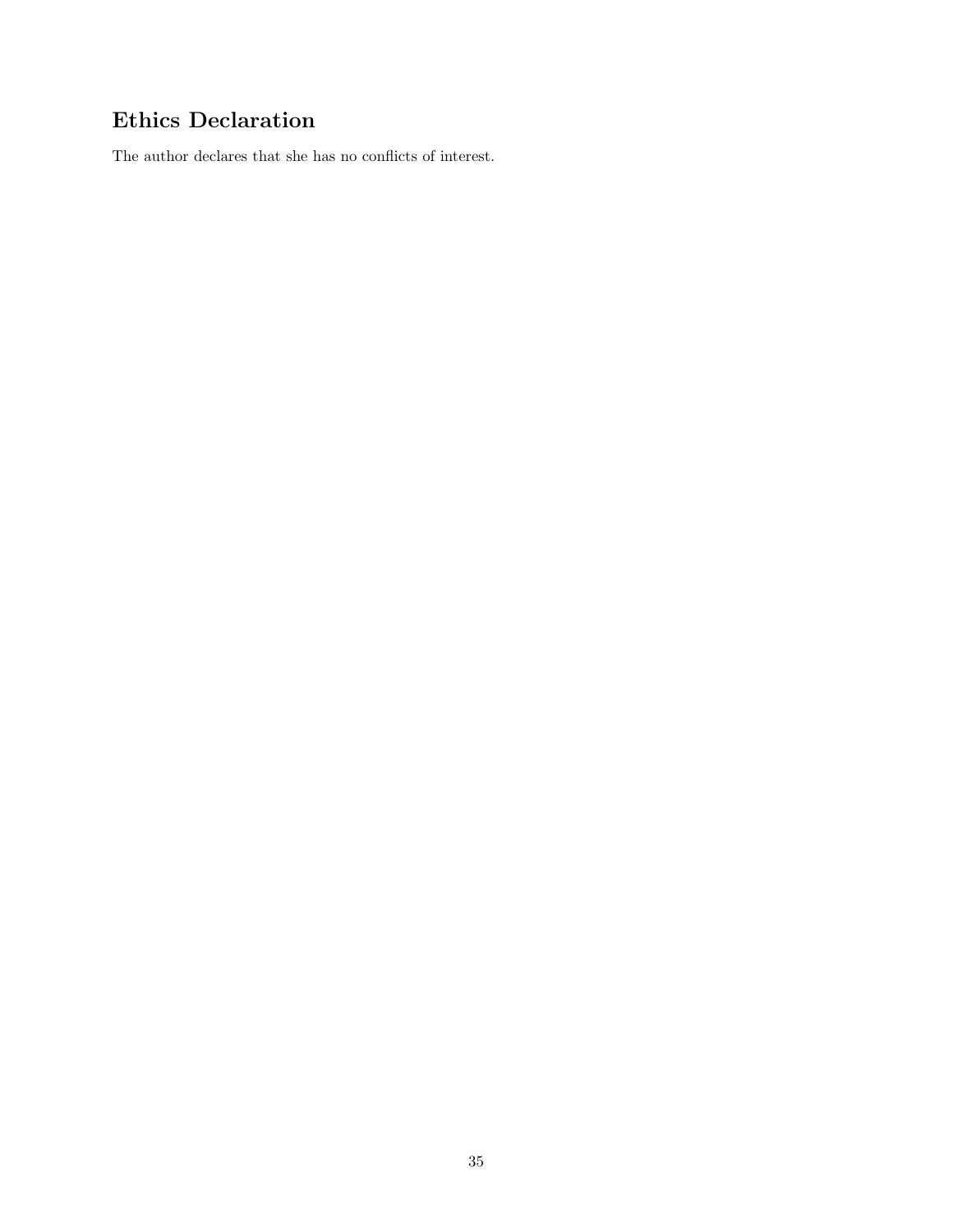## Ethics Declaration

The author declares that she has no conflicts of interest.